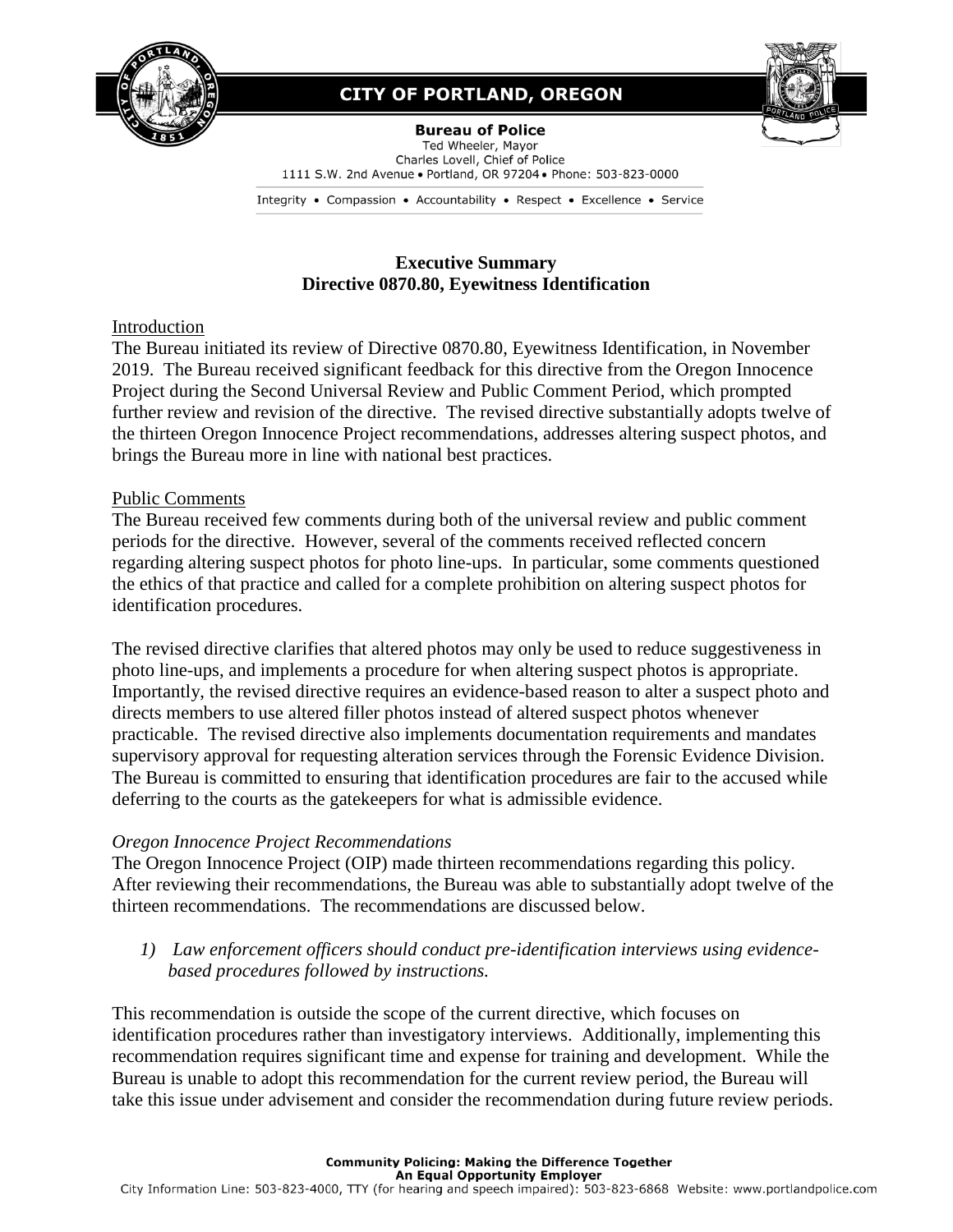# CITY OF PORTLAND, OREGON

**Bureau of Police**
Ted Wheeler, Mayor
Charles Lovell, Chief of Police
1111 S.W. 2nd Avenue • Portland, OR 97204 • Phone: 503-823-0000

Integrity • Compassion • Accountability • Respect • Excellence • Service

## Executive Summary
## Directive 0870.80, Eyewitness Identification

Introduction

The Bureau initiated its review of Directive 0870.80, Eyewitness Identification, in November 2019. The Bureau received significant feedback for this directive from the Oregon Innocence Project during the Second Universal Review and Public Comment Period, which prompted further review and revision of the directive. The revised directive substantially adopts twelve of the thirteen Oregon Innocence Project recommendations, addresses altering suspect photos, and brings the Bureau more in line with national best practices.

Public Comments

The Bureau received few comments during both of the universal review and public comment periods for the directive. However, several of the comments received reflected concern regarding altering suspect photos for photo line-ups. In particular, some comments questioned the ethics of that practice and called for a complete prohibition on altering suspect photos for identification procedures.

The revised directive clarifies that altered photos may only be used to reduce suggestiveness in photo line-ups, and implements a procedure for when altering suspect photos is appropriate. Importantly, the revised directive requires an evidence-based reason to alter a suspect photo and directs members to use altered filler photos instead of altered suspect photos whenever practicable. The revised directive also implements documentation requirements and mandates supervisory approval for requesting alteration services through the Forensic Evidence Division. The Bureau is committed to ensuring that identification procedures are fair to the accused while deferring to the courts as the gatekeepers for what is admissible evidence.

*Oregon Innocence Project Recommendations*

The Oregon Innocence Project (OIP) made thirteen recommendations regarding this policy. After reviewing their recommendations, the Bureau was able to substantially adopt twelve of the thirteen recommendations. The recommendations are discussed below.

1) *Law enforcement officers should conduct pre-identification interviews using evidence-based procedures followed by instructions.*

This recommendation is outside the scope of the current directive, which focuses on identification procedures rather than investigatory interviews. Additionally, implementing this recommendation requires significant time and expense for training and development. While the Bureau is unable to adopt this recommendation for the current review period, the Bureau will take this issue under advisement and consider the recommendation during future review periods.

Community Policing: Making the Difference Together
An Equal Opportunity Employer
City Information Line: 503-823-4000, TTY (for hearing and speech impaired): 503-823-6868 Website: www.portlandpolice.com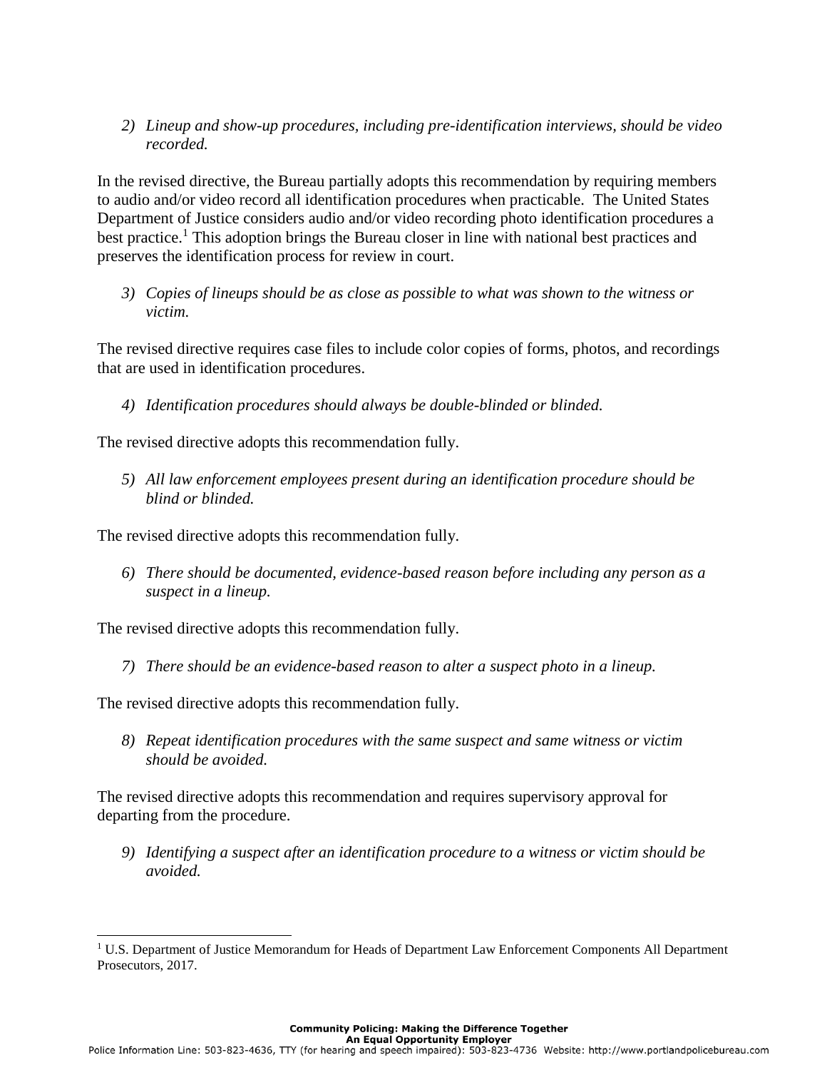2) *Lineup and show-up procedures, including pre-identification interviews, should be video recorded.*

In the revised directive, the Bureau partially adopts this recommendation by requiring members to audio and/or video record all identification procedures when practicable. The United States Department of Justice considers audio and/or video recording photo identification procedures a best practice.[1] This adoption brings the Bureau closer in line with national best practices and preserves the identification process for review in court.

3) *Copies of lineups should be as close as possible to what was shown to the witness or victim.*

The revised directive requires case files to include color copies of forms, photos, and recordings that are used in identification procedures.

4) *Identification procedures should always be double-blinded or blinded.*

The revised directive adopts this recommendation fully.

5) *All law enforcement employees present during an identification procedure should be blind or blinded.*

The revised directive adopts this recommendation fully.

6) *There should be documented, evidence-based reason before including any person as a suspect in a lineup.*

The revised directive adopts this recommendation fully.

7) *There should be an evidence-based reason to alter a suspect photo in a lineup.*

The revised directive adopts this recommendation fully.

8) *Repeat identification procedures with the same suspect and same witness or victim should be avoided.*

The revised directive adopts this recommendation and requires supervisory approval for departing from the procedure.

9) *Identifying a suspect after an identification procedure to a witness or victim should be avoided.*

---

[1] U.S. Department of Justice Memorandum for Heads of Department Law Enforcement Components All Department Prosecutors, 2017.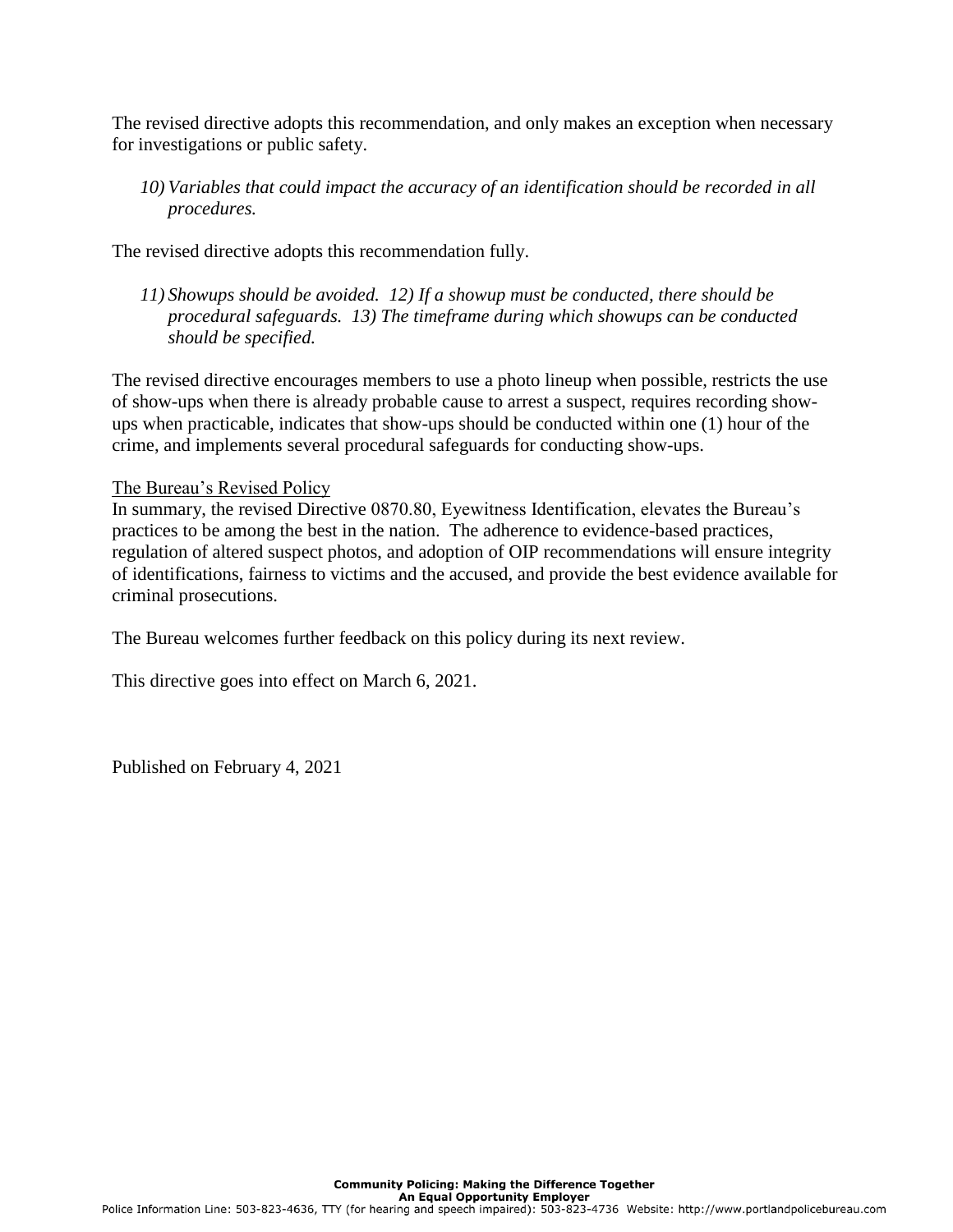The revised directive adopts this recommendation, and only makes an exception when necessary for investigations or public safety.

*10) Variables that could impact the accuracy of an identification should be recorded in all procedures.*

The revised directive adopts this recommendation fully.

*11) Showups should be avoided. 12) If a showup must be conducted, there should be procedural safeguards. 13) The timeframe during which showups can be conducted should be specified.*

The revised directive encourages members to use a photo lineup when possible, restricts the use of show-ups when there is already probable cause to arrest a suspect, requires recording show-ups when practicable, indicates that show-ups should be conducted within one (1) hour of the crime, and implements several procedural safeguards for conducting show-ups.

The Bureau's Revised Policy

In summary, the revised Directive 0870.80, Eyewitness Identification, elevates the Bureau's practices to be among the best in the nation. The adherence to evidence-based practices, regulation of altered suspect photos, and adoption of OIP recommendations will ensure integrity of identifications, fairness to victims and the accused, and provide the best evidence available for criminal prosecutions.

The Bureau welcomes further feedback on this policy during its next review.

This directive goes into effect on March 6, 2021.

Published on February 4, 2021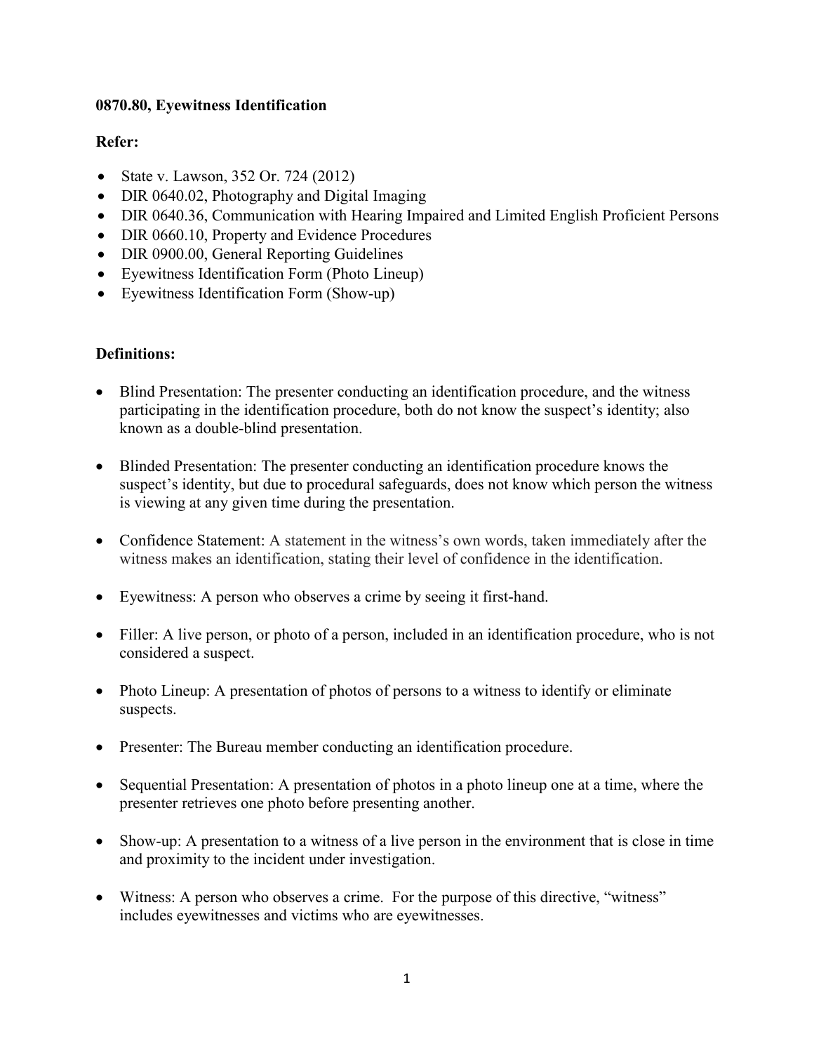**0870.80, Eyewitness Identification**

**Refer:**

- State v. Lawson, 352 Or. 724 (2012)
- DIR 0640.02, Photography and Digital Imaging
- DIR 0640.36, Communication with Hearing Impaired and Limited English Proficient Persons
- DIR 0660.10, Property and Evidence Procedures
- DIR 0900.00, General Reporting Guidelines
- Eyewitness Identification Form (Photo Lineup)
- Eyewitness Identification Form (Show-up)

**Definitions:**

- Blind Presentation: The presenter conducting an identification procedure, and the witness participating in the identification procedure, both do not know the suspect's identity; also known as a double-blind presentation.

- Blinded Presentation: The presenter conducting an identification procedure knows the suspect's identity, but due to procedural safeguards, does not know which person the witness is viewing at any given time during the presentation.

- Confidence Statement: A statement in the witness's own words, taken immediately after the witness makes an identification, stating their level of confidence in the identification.

- Eyewitness: A person who observes a crime by seeing it first-hand.

- Filler: A live person, or photo of a person, included in an identification procedure, who is not considered a suspect.

- Photo Lineup: A presentation of photos of persons to a witness to identify or eliminate suspects.

- Presenter: The Bureau member conducting an identification procedure.

- Sequential Presentation: A presentation of photos in a photo lineup one at a time, where the presenter retrieves one photo before presenting another.

- Show-up: A presentation to a witness of a live person in the environment that is close in time and proximity to the incident under investigation.

- Witness: A person who observes a crime. For the purpose of this directive, "witness" includes eyewitnesses and victims who are eyewitnesses.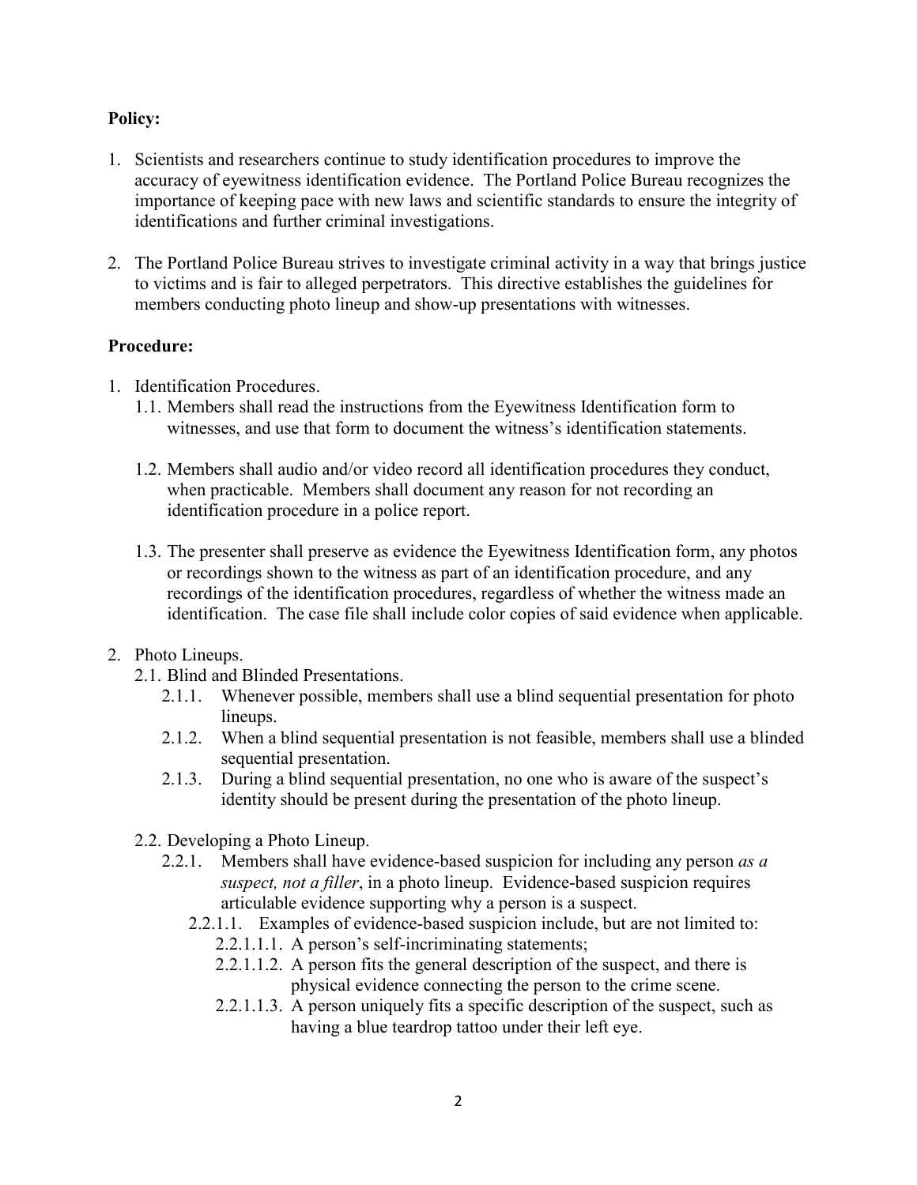**Policy:**

1. Scientists and researchers continue to study identification procedures to improve the accuracy of eyewitness identification evidence. The Portland Police Bureau recognizes the importance of keeping pace with new laws and scientific standards to ensure the integrity of identifications and further criminal investigations.

2. The Portland Police Bureau strives to investigate criminal activity in a way that brings justice to victims and is fair to alleged perpetrators. This directive establishes the guidelines for members conducting photo lineup and show-up presentations with witnesses.

**Procedure:**

1. Identification Procedures.
   - 1.1. Members shall read the instructions from the Eyewitness Identification form to witnesses, and use that form to document the witness's identification statements.
   - 1.2. Members shall audio and/or video record all identification procedures they conduct, when practicable. Members shall document any reason for not recording an identification procedure in a police report.
   - 1.3. The presenter shall preserve as evidence the Eyewitness Identification form, any photos or recordings shown to the witness as part of an identification procedure, and any recordings of the identification procedures, regardless of whether the witness made an identification. The case file shall include color copies of said evidence when applicable.

2. Photo Lineups.
   - 2.1. Blind and Blinded Presentations.
     - 2.1.1. Whenever possible, members shall use a blind sequential presentation for photo lineups.
     - 2.1.2. When a blind sequential presentation is not feasible, members shall use a blinded sequential presentation.
     - 2.1.3. During a blind sequential presentation, no one who is aware of the suspect's identity should be present during the presentation of the photo lineup.
   - 2.2. Developing a Photo Lineup.
     - 2.2.1. Members shall have evidence-based suspicion for including any person *as a suspect, not a filler*, in a photo lineup. Evidence-based suspicion requires articulable evidence supporting why a person is a suspect.
       - 2.2.1.1. Examples of evidence-based suspicion include, but are not limited to:
         - 2.2.1.1.1. A person's self-incriminating statements;
         - 2.2.1.1.2. A person fits the general description of the suspect, and there is physical evidence connecting the person to the crime scene.
         - 2.2.1.1.3. A person uniquely fits a specific description of the suspect, such as having a blue teardrop tattoo under their left eye.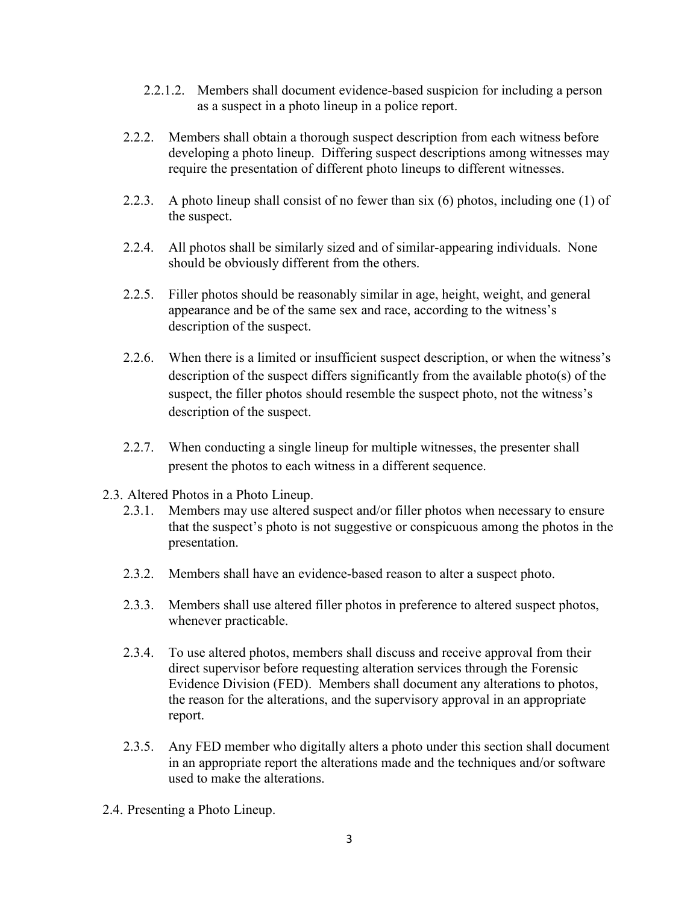2.2.1.2. Members shall document evidence-based suspicion for including a person as a suspect in a photo lineup in a police report.

2.2.2. Members shall obtain a thorough suspect description from each witness before developing a photo lineup. Differing suspect descriptions among witnesses may require the presentation of different photo lineups to different witnesses.

2.2.3. A photo lineup shall consist of no fewer than six (6) photos, including one (1) of the suspect.

2.2.4. All photos shall be similarly sized and of similar-appearing individuals. None should be obviously different from the others.

2.2.5. Filler photos should be reasonably similar in age, height, weight, and general appearance and be of the same sex and race, according to the witness's description of the suspect.

2.2.6. When there is a limited or insufficient suspect description, or when the witness's description of the suspect differs significantly from the available photo(s) of the suspect, the filler photos should resemble the suspect photo, not the witness's description of the suspect.

2.2.7. When conducting a single lineup for multiple witnesses, the presenter shall present the photos to each witness in a different sequence.

2.3. Altered Photos in a Photo Lineup.

2.3.1. Members may use altered suspect and/or filler photos when necessary to ensure that the suspect's photo is not suggestive or conspicuous among the photos in the presentation.

2.3.2. Members shall have an evidence-based reason to alter a suspect photo.

2.3.3. Members shall use altered filler photos in preference to altered suspect photos, whenever practicable.

2.3.4. To use altered photos, members shall discuss and receive approval from their direct supervisor before requesting alteration services through the Forensic Evidence Division (FED). Members shall document any alterations to photos, the reason for the alterations, and the supervisory approval in an appropriate report.

2.3.5. Any FED member who digitally alters a photo under this section shall document in an appropriate report the alterations made and the techniques and/or software used to make the alterations.

2.4. Presenting a Photo Lineup.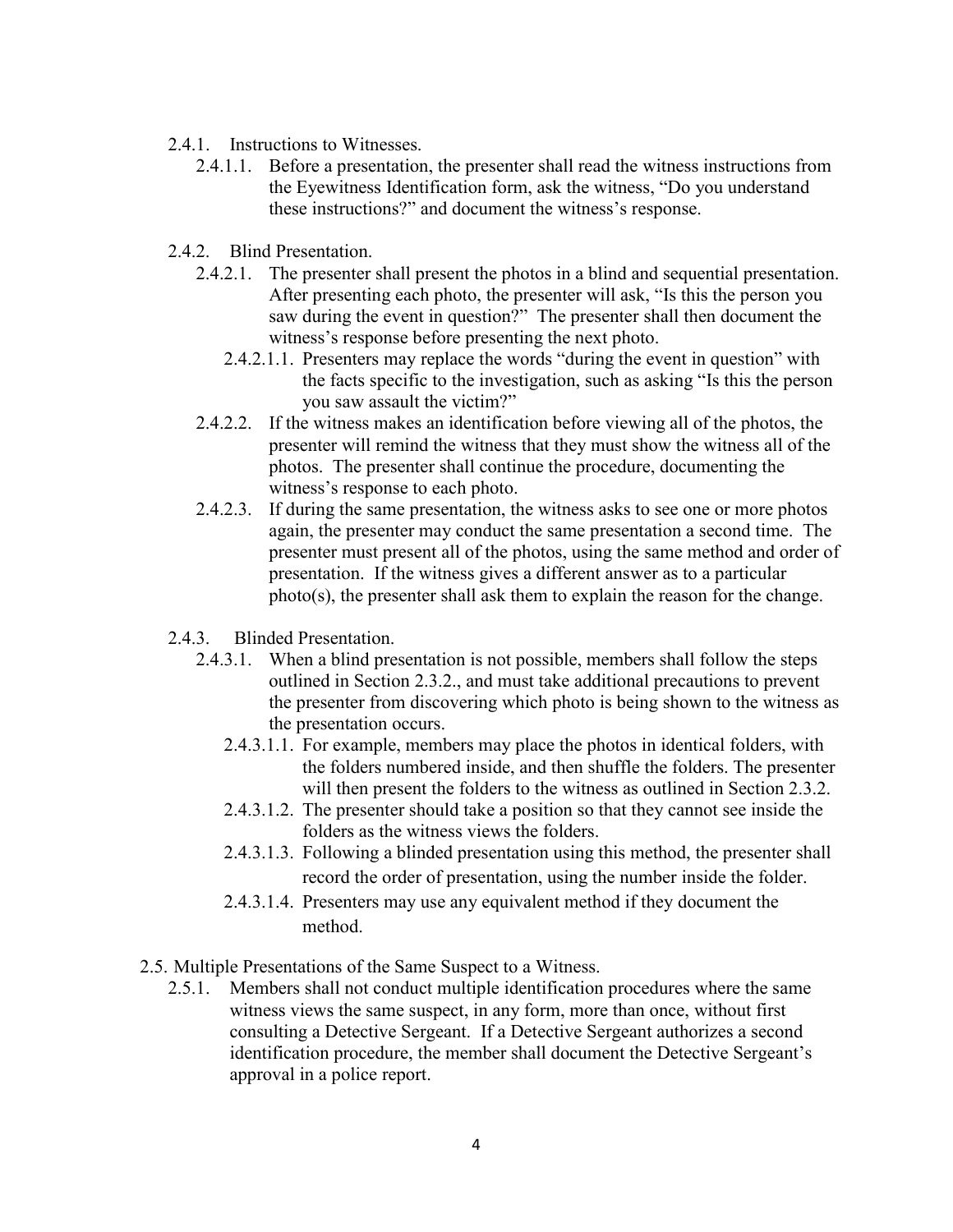2.4.1. Instructions to Witnesses.

2.4.1.1. Before a presentation, the presenter shall read the witness instructions from the Eyewitness Identification form, ask the witness, “Do you understand these instructions?” and document the witness’s response.

2.4.2. Blind Presentation.

2.4.2.1. The presenter shall present the photos in a blind and sequential presentation. After presenting each photo, the presenter will ask, “Is this the person you saw during the event in question?” The presenter shall then document the witness’s response before presenting the next photo.

2.4.2.1.1. Presenters may replace the words “during the event in question” with the facts specific to the investigation, such as asking “Is this the person you saw assault the victim?”

2.4.2.2. If the witness makes an identification before viewing all of the photos, the presenter will remind the witness that they must show the witness all of the photos. The presenter shall continue the procedure, documenting the witness’s response to each photo.

2.4.2.3. If during the same presentation, the witness asks to see one or more photos again, the presenter may conduct the same presentation a second time. The presenter must present all of the photos, using the same method and order of presentation. If the witness gives a different answer as to a particular photo(s), the presenter shall ask them to explain the reason for the change.

2.4.3. Blinded Presentation.

2.4.3.1. When a blind presentation is not possible, members shall follow the steps outlined in Section 2.3.2., and must take additional precautions to prevent the presenter from discovering which photo is being shown to the witness as the presentation occurs.

2.4.3.1.1. For example, members may place the photos in identical folders, with the folders numbered inside, and then shuffle the folders. The presenter will then present the folders to the witness as outlined in Section 2.3.2.

2.4.3.1.2. The presenter should take a position so that they cannot see inside the folders as the witness views the folders.

2.4.3.1.3. Following a blinded presentation using this method, the presenter shall record the order of presentation, using the number inside the folder.

2.4.3.1.4. Presenters may use any equivalent method if they document the method.

2.5. Multiple Presentations of the Same Suspect to a Witness.

2.5.1. Members shall not conduct multiple identification procedures where the same witness views the same suspect, in any form, more than once, without first consulting a Detective Sergeant. If a Detective Sergeant authorizes a second identification procedure, the member shall document the Detective Sergeant’s approval in a police report.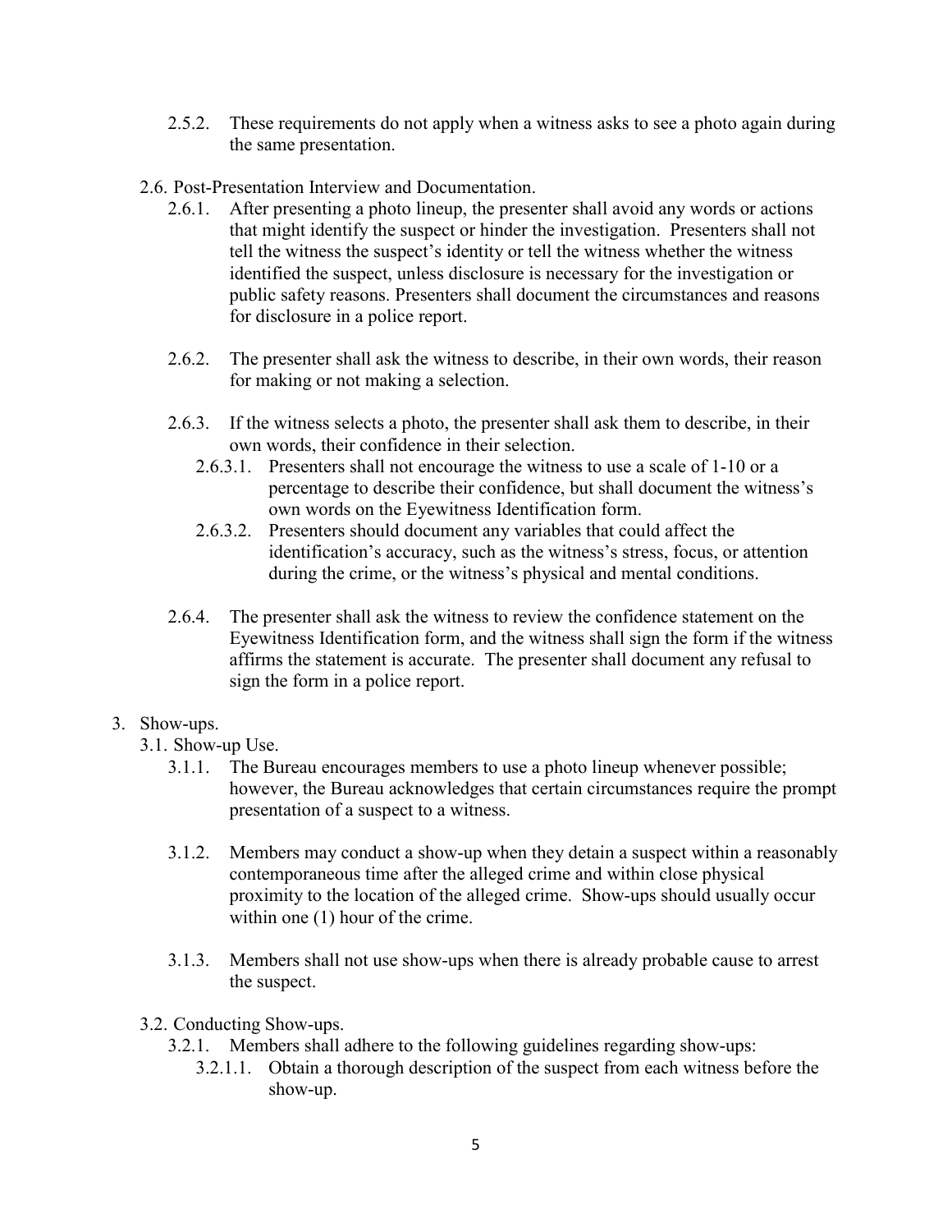- 2.5.2. These requirements do not apply when a witness asks to see a photo again during the same presentation.

- 2.6. Post-Presentation Interview and Documentation.
  - 2.6.1. After presenting a photo lineup, the presenter shall avoid any words or actions that might identify the suspect or hinder the investigation. Presenters shall not tell the witness the suspect's identity or tell the witness whether the witness identified the suspect, unless disclosure is necessary for the investigation or public safety reasons. Presenters shall document the circumstances and reasons for disclosure in a police report.

  - 2.6.2. The presenter shall ask the witness to describe, in their own words, their reason for making or not making a selection.

  - 2.6.3. If the witness selects a photo, the presenter shall ask them to describe, in their own words, their confidence in their selection.
    - 2.6.3.1. Presenters shall not encourage the witness to use a scale of 1-10 or a percentage to describe their confidence, but shall document the witness's own words on the Eyewitness Identification form.
    - 2.6.3.2. Presenters should document any variables that could affect the identification's accuracy, such as the witness's stress, focus, or attention during the crime, or the witness's physical and mental conditions.

  - 2.6.4. The presenter shall ask the witness to review the confidence statement on the Eyewitness Identification form, and the witness shall sign the form if the witness affirms the statement is accurate. The presenter shall document any refusal to sign the form in a police report.

3. Show-ups.
   - 3.1. Show-up Use.
     - 3.1.1. The Bureau encourages members to use a photo lineup whenever possible; however, the Bureau acknowledges that certain circumstances require the prompt presentation of a suspect to a witness.

     - 3.1.2. Members may conduct a show-up when they detain a suspect within a reasonably contemporaneous time after the alleged crime and within close physical proximity to the location of the alleged crime. Show-ups should usually occur within one (1) hour of the crime.

     - 3.1.3. Members shall not use show-ups when there is already probable cause to arrest the suspect.

   - 3.2. Conducting Show-ups.
     - 3.2.1. Members shall adhere to the following guidelines regarding show-ups:
       - 3.2.1.1. Obtain a thorough description of the suspect from each witness before the show-up.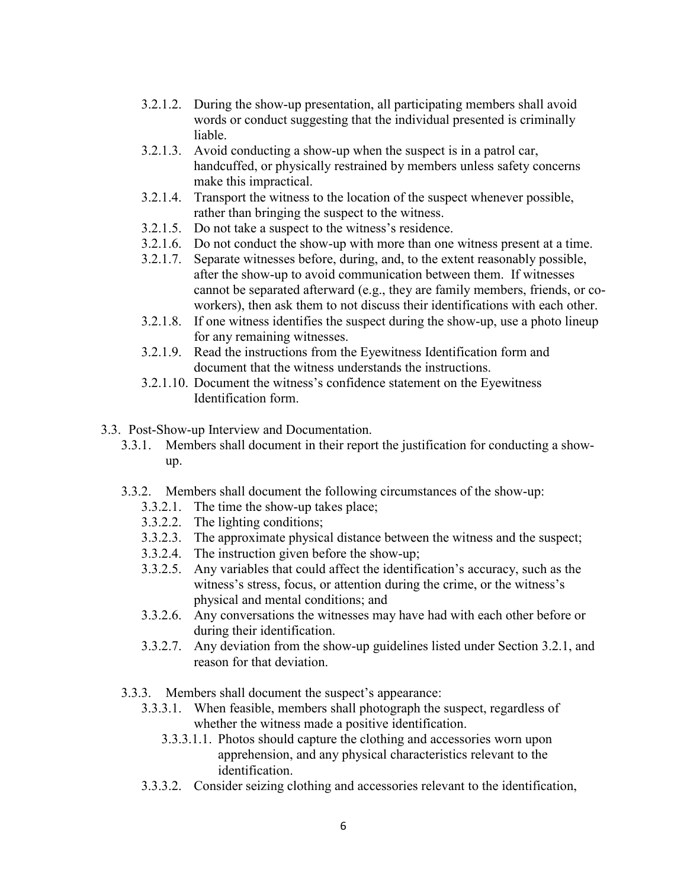- 3.2.1.2. During the show-up presentation, all participating members shall avoid words or conduct suggesting that the individual presented is criminally liable.
- 3.2.1.3. Avoid conducting a show-up when the suspect is in a patrol car, handcuffed, or physically restrained by members unless safety concerns make this impractical.
- 3.2.1.4. Transport the witness to the location of the suspect whenever possible, rather than bringing the suspect to the witness.
- 3.2.1.5. Do not take a suspect to the witness's residence.
- 3.2.1.6. Do not conduct the show-up with more than one witness present at a time.
- 3.2.1.7. Separate witnesses before, during, and, to the extent reasonably possible, after the show-up to avoid communication between them. If witnesses cannot be separated afterward (e.g., they are family members, friends, or co-workers), then ask them to not discuss their identifications with each other.
- 3.2.1.8. If one witness identifies the suspect during the show-up, use a photo lineup for any remaining witnesses.
- 3.2.1.9. Read the instructions from the Eyewitness Identification form and document that the witness understands the instructions.
- 3.2.1.10. Document the witness's confidence statement on the Eyewitness Identification form.

3.3. Post-Show-up Interview and Documentation.

- 3.3.1. Members shall document in their report the justification for conducting a show-up.
- 3.3.2. Members shall document the following circumstances of the show-up:
  - 3.3.2.1. The time the show-up takes place;
  - 3.3.2.2. The lighting conditions;
  - 3.3.2.3. The approximate physical distance between the witness and the suspect;
  - 3.3.2.4. The instruction given before the show-up;
  - 3.3.2.5. Any variables that could affect the identification's accuracy, such as the witness's stress, focus, or attention during the crime, or the witness's physical and mental conditions; and
  - 3.3.2.6. Any conversations the witnesses may have had with each other before or during their identification.
  - 3.3.2.7. Any deviation from the show-up guidelines listed under Section 3.2.1, and reason for that deviation.
- 3.3.3. Members shall document the suspect's appearance:
  - 3.3.3.1. When feasible, members shall photograph the suspect, regardless of whether the witness made a positive identification.
    - 3.3.3.1.1. Photos should capture the clothing and accessories worn upon apprehension, and any physical characteristics relevant to the identification.
  - 3.3.3.2. Consider seizing clothing and accessories relevant to the identification,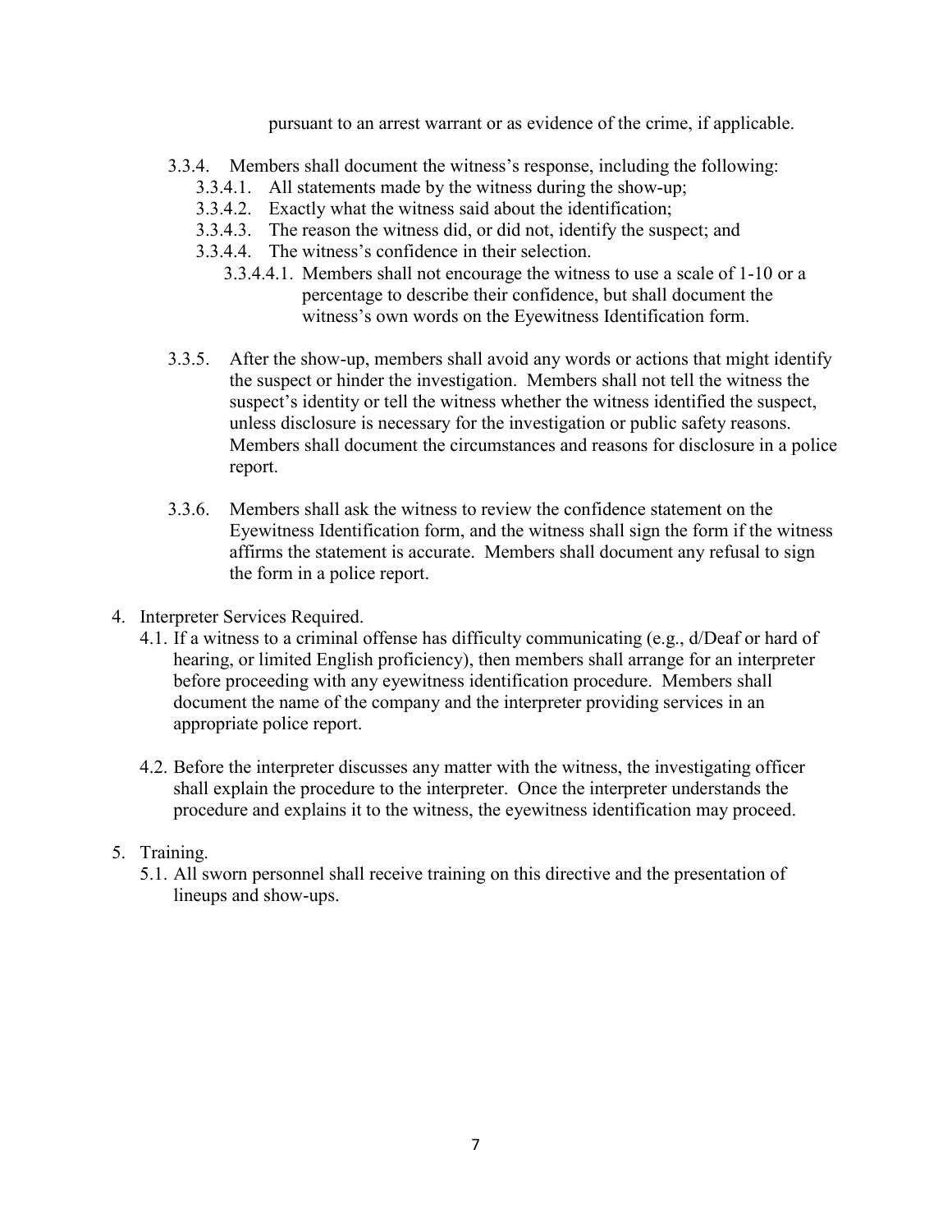pursuant to an arrest warrant or as evidence of the crime, if applicable.

- 3.3.4. Members shall document the witness's response, including the following:
  - 3.3.4.1. All statements made by the witness during the show-up;
  - 3.3.4.2. Exactly what the witness said about the identification;
  - 3.3.4.3. The reason the witness did, or did not, identify the suspect; and
  - 3.3.4.4. The witness's confidence in their selection.
    - 3.3.4.4.1. Members shall not encourage the witness to use a scale of 1-10 or a percentage to describe their confidence, but shall document the witness's own words on the Eyewitness Identification form.

- 3.3.5. After the show-up, members shall avoid any words or actions that might identify the suspect or hinder the investigation. Members shall not tell the witness the suspect's identity or tell the witness whether the witness identified the suspect, unless disclosure is necessary for the investigation or public safety reasons. Members shall document the circumstances and reasons for disclosure in a police report.

- 3.3.6. Members shall ask the witness to review the confidence statement on the Eyewitness Identification form, and the witness shall sign the form if the witness affirms the statement is accurate. Members shall document any refusal to sign the form in a police report.

4. Interpreter Services Required.
   - 4.1. If a witness to a criminal offense has difficulty communicating (e.g., d/Deaf or hard of hearing, or limited English proficiency), then members shall arrange for an interpreter before proceeding with any eyewitness identification procedure. Members shall document the name of the company and the interpreter providing services in an appropriate police report.

   - 4.2. Before the interpreter discusses any matter with the witness, the investigating officer shall explain the procedure to the interpreter. Once the interpreter understands the procedure and explains it to the witness, the eyewitness identification may proceed.

5. Training.
   - 5.1. All sworn personnel shall receive training on this directive and the presentation of lineups and show-ups.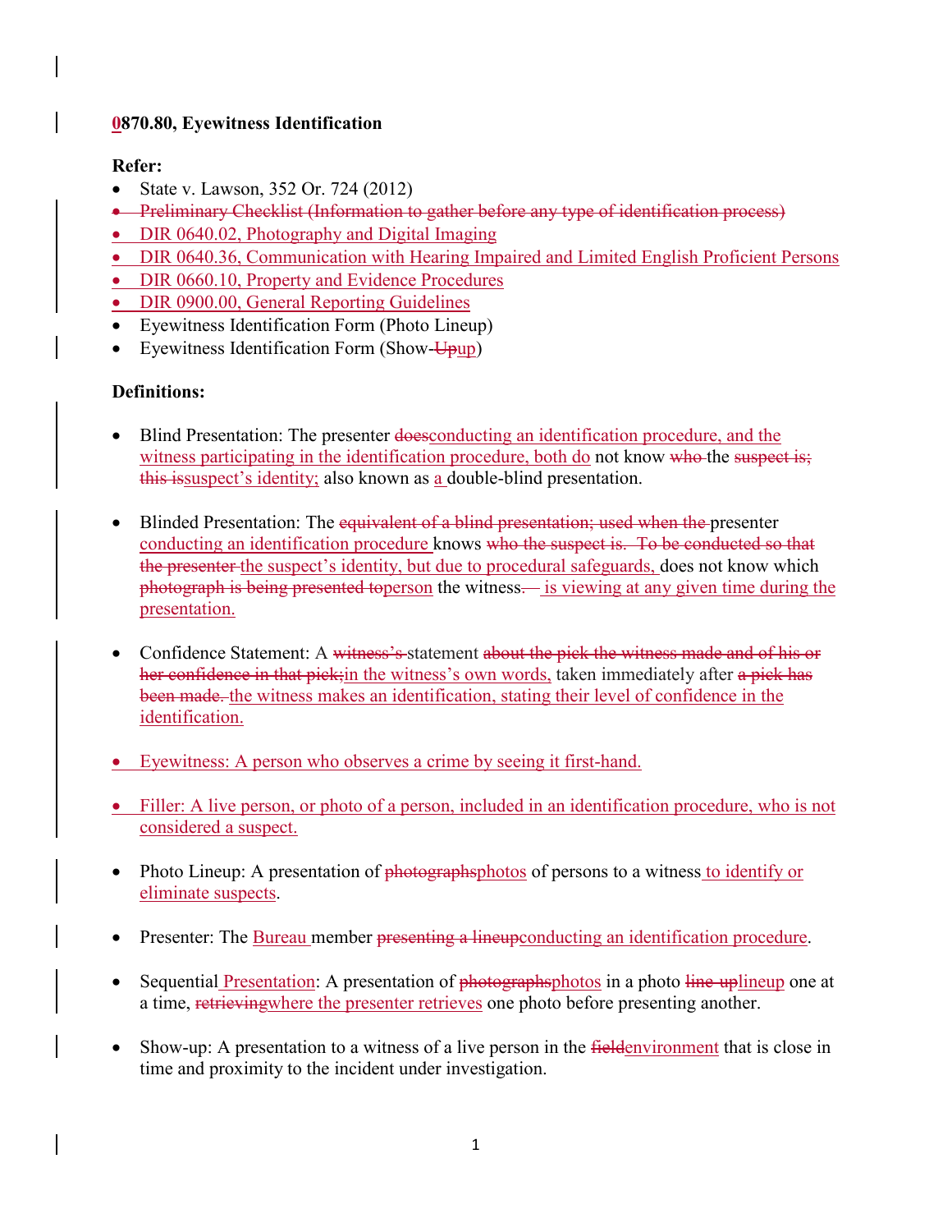**0870.80, Eyewitness Identification**

**Refer:**

- State v. Lawson, 352 Or. 724 (2012)
- ~~Preliminary Checklist (Information to gather before any type of identification process)~~
- DIR 0640.02, Photography and Digital Imaging
- DIR 0640.36, Communication with Hearing Impaired and Limited English Proficient Persons
- DIR 0660.10, Property and Evidence Procedures
- DIR 0900.00, General Reporting Guidelines
- Eyewitness Identification Form (Photo Lineup)
- Eyewitness Identification Form (Show-~~Up~~up)

**Definitions:**

- Blind Presentation: The presenter ~~does~~conducting an identification procedure, and the witness participating in the identification procedure, both do not know ~~who~~ the ~~suspect is; this is~~suspect's identity; also known as a double-blind presentation.

- Blinded Presentation: The ~~equivalent of a blind presentation; used when the~~ presenter conducting an identification procedure knows ~~who the suspect is. To be conducted so that the presenter~~ the suspect's identity, but due to procedural safeguards, does not know which ~~photograph is being presented to~~person the witness~~. —~~ is viewing at any given time during the presentation.

- Confidence Statement: A ~~witness's~~ statement ~~about the pick the witness made and of his or her confidence in that pick;~~in the witness's own words, taken immediately after ~~a pick has been made.~~ the witness makes an identification, stating their level of confidence in the identification.

- Eyewitness: A person who observes a crime by seeing it first-hand.

- Filler: A live person, or photo of a person, included in an identification procedure, who is not considered a suspect.

- Photo Lineup: A presentation of ~~photographs~~photos of persons to a witness to identify or eliminate suspects.

- Presenter: The Bureau member ~~presenting a lineup~~conducting an identification procedure.

- Sequential Presentation: A presentation of ~~photographs~~photos in a photo ~~line-up~~lineup one at a time, ~~retrieving~~where the presenter retrieves one photo before presenting another.

- Show-up: A presentation to a witness of a live person in the ~~field~~environment that is close in time and proximity to the incident under investigation.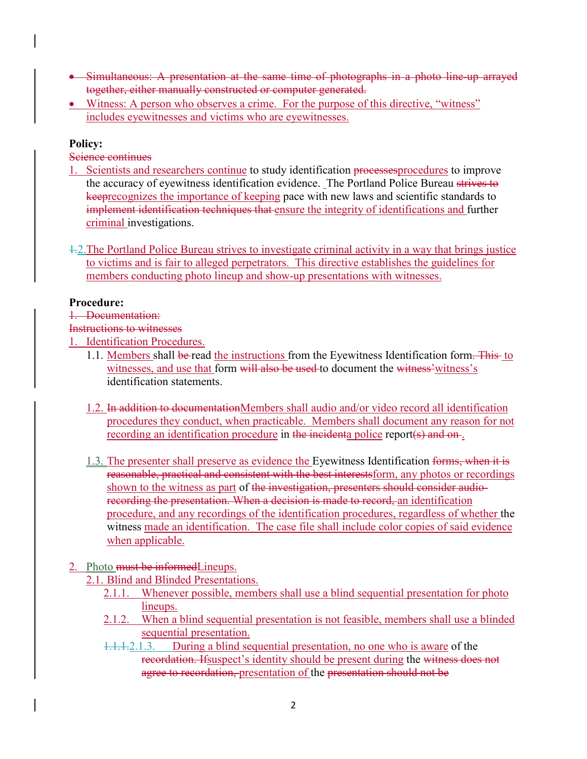- ~~Simultaneous: A presentation at the same time of photographs in a photo line-up arrayed together, either manually constructed or computer generated.~~
- Witness: A person who observes a crime. For the purpose of this directive, "witness" includes eyewitnesses and victims who are eyewitnesses.

**Policy:**

~~Science continues~~

1. Scientists and researchers continue to study identification ~~processes~~procedures to improve the accuracy of eyewitness identification evidence. The Portland Police Bureau ~~strives to keep~~recognizes the importance of keeping pace with new laws and scientific standards to ~~implement identification techniques that~~ ensure the integrity of identifications and further criminal investigations.

~~1.~~2. The Portland Police Bureau strives to investigate criminal activity in a way that brings justice to victims and is fair to alleged perpetrators. This directive establishes the guidelines for members conducting photo lineup and show-up presentations with witnesses.

**Procedure:**

~~1. Documentation:~~

~~Instructions to witnesses~~

1. Identification Procedures.
   - 1.1. Members shall ~~be~~ read the instructions from the Eyewitness Identification form~~. This~~ to witnesses, and use that form ~~will also be used~~ to document the ~~witness'~~witness's identification statements.
   - 1.2. ~~In addition to documentation~~Members shall audio and/or video record all identification procedures they conduct, when practicable. Members shall document any reason for not recording an identification procedure in ~~the incident~~a police report~~(s) and on~~ .
   - 1.3. The presenter shall preserve as evidence the Eyewitness Identification ~~forms, when it is reasonable, practical and consistent with the best interests~~form, any photos or recordings shown to the witness as part of ~~the investigation, presenters should consider audio-recording the presentation. When a decision is made to record,~~ an identification procedure, and any recordings of the identification procedures, regardless of whether the witness made an identification. The case file shall include color copies of said evidence when applicable.

2. Photo ~~must be informed~~Lineups.
   - 2.1. Blind and Blinded Presentations.
     - 2.1.1. Whenever possible, members shall use a blind sequential presentation for photo lineups.
     - 2.1.2. When a blind sequential presentation is not feasible, members shall use a blinded sequential presentation.
     - ~~1.1.1.~~2.1.3. During a blind sequential presentation, no one who is aware of the ~~recordation. If~~suspect's identity should be present during the ~~witness does not agree to recordation,~~ presentation of the ~~presentation should not be~~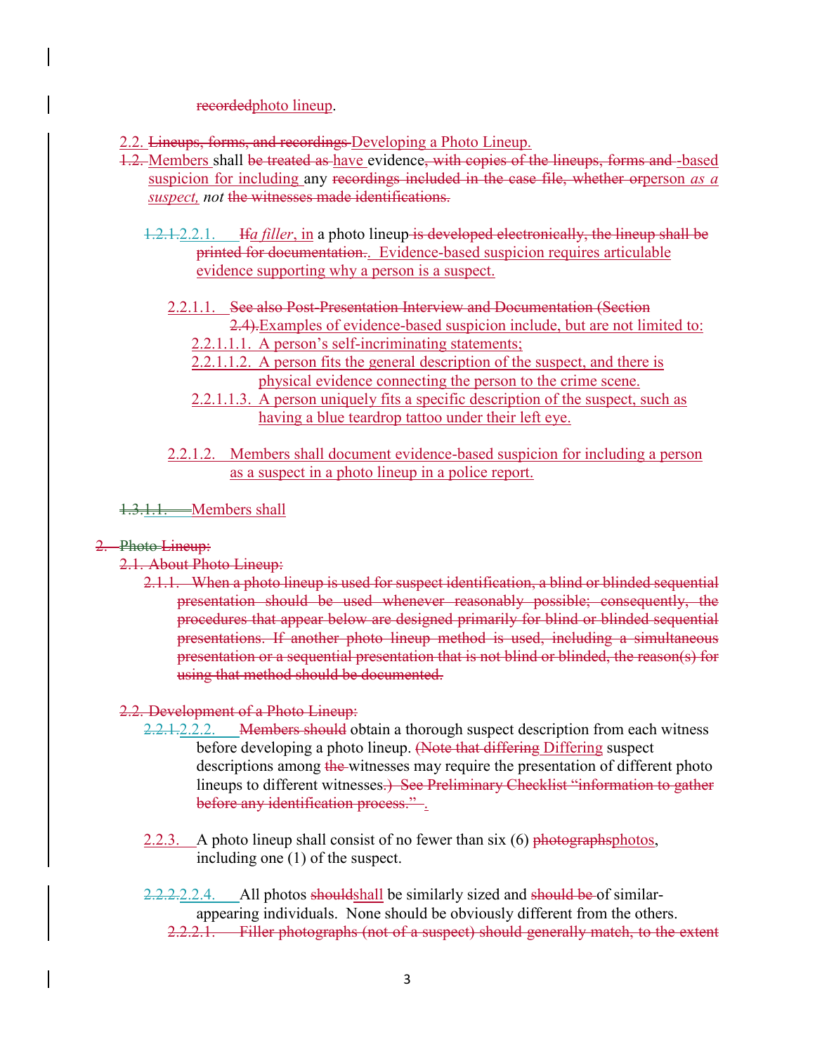~~recorded~~photo lineup.

2.2. ~~Lineups, forms, and recordings~~ Developing a Photo Lineup.

~~1.2.~~ Members shall ~~be treated as~~ have evidence~~, with copies of the lineups, forms and~~ -based suspicion for including any ~~recordings included in the case file, whether or~~person *as a suspect,* *not* ~~the witnesses made identifications.~~

~~1.2.1.~~2.2.1. ~~If~~*a filler*, in a photo lineup ~~is developed electronically, the lineup shall be printed for documentation.~~. Evidence-based suspicion requires articulable evidence supporting why a person is a suspect.

2.2.1.1. ~~See also Post-Presentation Interview and Documentation (Section 2.4).~~Examples of evidence-based suspicion include, but are not limited to:

2.2.1.1.1. A person's self-incriminating statements;

2.2.1.1.2. A person fits the general description of the suspect, and there is physical evidence connecting the person to the crime scene.

2.2.1.1.3. A person uniquely fits a specific description of the suspect, such as having a blue teardrop tattoo under their left eye.

2.2.1.2. Members shall document evidence-based suspicion for including a person as a suspect in a photo lineup in a police report.

~~1.3.~~1.1. Members shall

~~2. Photo Lineup:~~

~~2.1. About Photo Lineup:~~

~~2.1.1. When a photo lineup is used for suspect identification, a blind or blinded sequential presentation should be used whenever reasonably possible; consequently, the procedures that appear below are designed primarily for blind or blinded sequential presentations. If another photo lineup method is used, including a simultaneous presentation or a sequential presentation that is not blind or blinded, the reason(s) for using that method should be documented.~~

~~2.2. Development of a Photo Lineup:~~

~~2.2.1.~~2.2.2. ~~Members should~~ obtain a thorough suspect description from each witness before developing a photo lineup. ~~(Note that differing~~ Differing suspect descriptions among ~~the~~ witnesses may require the presentation of different photo lineups to different witnesses~~.) See Preliminary Checklist "information to gather before any identification process."~~ .

2.2.3. A photo lineup shall consist of no fewer than six (6) ~~photographs~~photos, including one (1) of the suspect.

~~2.2.2.~~2.2.4. All photos ~~should~~shall be similarly sized and ~~should be~~ of similar-appearing individuals. None should be obviously different from the others.

~~2.2.2.1. Filler photographs (not of a suspect) should generally match, to the extent~~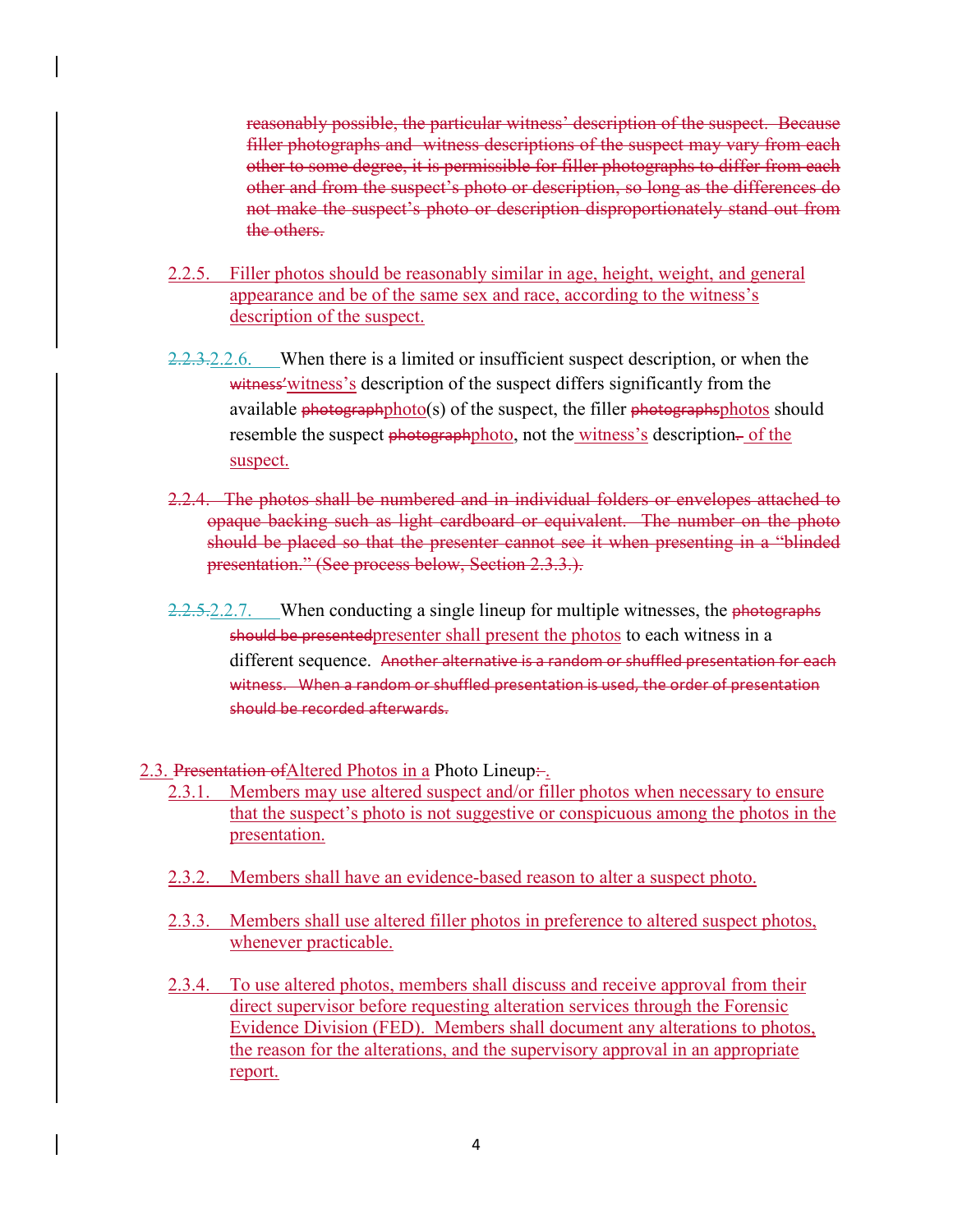~~reasonably possible, the particular witness' description of the suspect. Because filler photographs and witness descriptions of the suspect may vary from each other to some degree, it is permissible for filler photographs to differ from each other and from the suspect's photo or description, so long as the differences do not make the suspect's photo or description disproportionately stand out from the others.~~

2.2.5. Filler photos should be reasonably similar in age, height, weight, and general appearance and be of the same sex and race, according to the witness's description of the suspect.

~~2.2.3.~~2.2.6. When there is a limited or insufficient suspect description, or when the ~~witness'~~witness's description of the suspect differs significantly from the available ~~photograph~~photo(s) of the suspect, the filler ~~photographs~~photos should resemble the suspect ~~photograph~~photo, not the witness's description~~.~~ of the suspect.

~~2.2.4. The photos shall be numbered and in individual folders or envelopes attached to opaque backing such as light cardboard or equivalent. The number on the photo should be placed so that the presenter cannot see it when presenting in a "blinded presentation." (See process below, Section 2.3.3.).~~

~~2.2.5.~~2.2.7. When conducting a single lineup for multiple witnesses, the ~~photographs should be presented~~presenter shall present the photos to each witness in a different sequence. ~~Another alternative is a random or shuffled presentation for each witness. When a random or shuffled presentation is used, the order of presentation should be recorded afterwards.~~

2.3. ~~Presentation of~~Altered Photos in a Photo Lineup~~:~~.

2.3.1. Members may use altered suspect and/or filler photos when necessary to ensure that the suspect's photo is not suggestive or conspicuous among the photos in the presentation.

2.3.2. Members shall have an evidence-based reason to alter a suspect photo.

2.3.3. Members shall use altered filler photos in preference to altered suspect photos, whenever practicable.

2.3.4. To use altered photos, members shall discuss and receive approval from their direct supervisor before requesting alteration services through the Forensic Evidence Division (FED). Members shall document any alterations to photos, the reason for the alterations, and the supervisory approval in an appropriate report.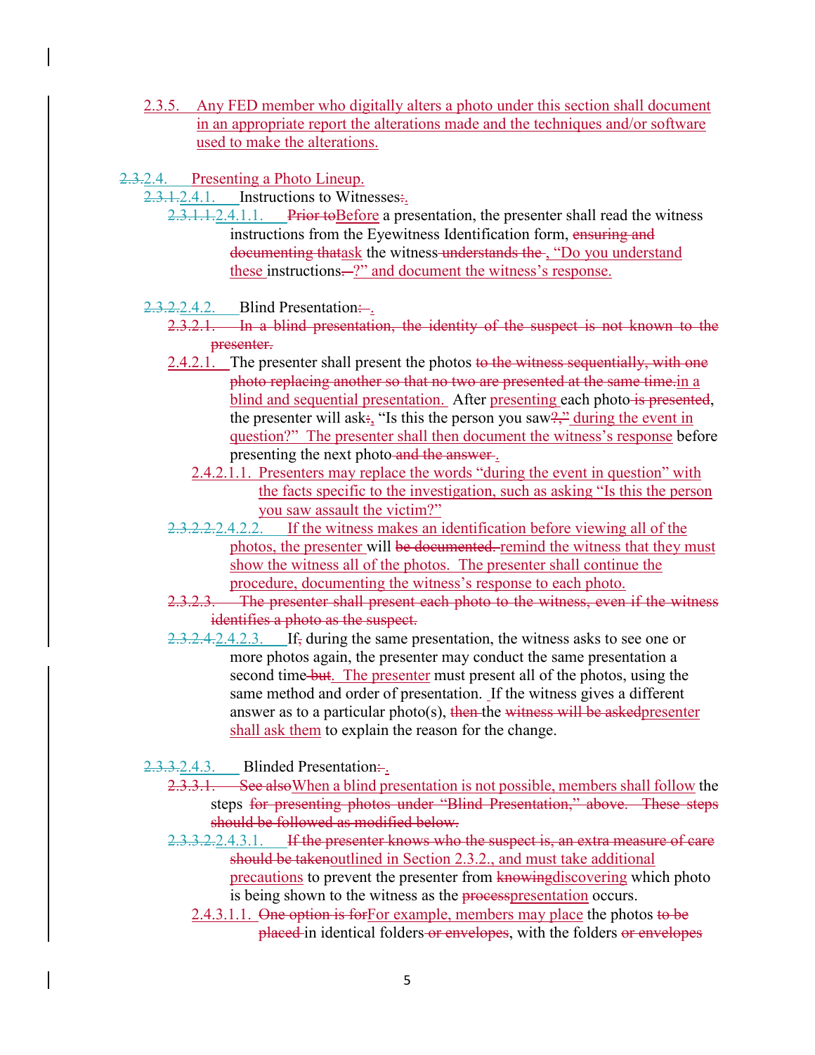2.3.5. Any FED member who digitally alters a photo under this section shall document in an appropriate report the alterations made and the techniques and/or software used to make the alterations.

~~2.3.~~2.4. Presenting a Photo Lineup.

~~2.3.1.~~2.4.1. Instructions to Witnesses~~:~~.

~~2.3.1.1.~~2.4.1.1. ~~Prior to~~Before a presentation, the presenter shall read the witness instructions from the Eyewitness Identification form, ~~ensuring and documenting that~~ask the witness ~~understands the~~, “Do you understand these instructions~~.~~?” and document the witness’s response.

~~2.3.2.~~2.4.2. Blind Presentation~~:~~.

~~2.3.2.1. In a blind presentation, the identity of the suspect is not known to the presenter.~~

2.4.2.1. The presenter shall present the photos ~~to the witness sequentially, with one photo replacing another so that no two are presented at the same time.~~in a blind and sequential presentation. After presenting each photo ~~is presented~~, the presenter will ask~~:~~, “Is this the person you saw~~?,”~~ during the event in question?” The presenter shall then document the witness’s response before presenting the next photo ~~and the answer~~.

2.4.2.1.1. Presenters may replace the words “during the event in question” with the facts specific to the investigation, such as asking “Is this the person you saw assault the victim?”

~~2.3.2.2.~~2.4.2.2. If the witness makes an identification before viewing all of the photos, the presenter will ~~be documented.~~ remind the witness that they must show the witness all of the photos. The presenter shall continue the procedure, documenting the witness’s response to each photo.

~~2.3.2.3. The presenter shall present each photo to the witness, even if the witness identifies a photo as the suspect.~~

~~2.3.2.4.~~2.4.2.3. If~~,~~ during the same presentation, the witness asks to see one or more photos again, the presenter may conduct the same presentation a second time ~~but~~. The presenter must present all of the photos, using the same method and order of presentation. If the witness gives a different answer as to a particular photo(s), ~~then~~ the ~~witness will be asked~~presenter shall ask them to explain the reason for the change.

~~2.3.3.~~2.4.3. Blinded Presentation~~:~~.

~~2.3.3.1. See also~~When a blind presentation is not possible, members shall follow the steps ~~for presenting photos under “Blind Presentation,” above. These steps should be followed as modified below.~~

~~2.3.3.2.~~2.4.3.1. ~~If the presenter knows who the suspect is, an extra measure of care should be taken~~outlined in Section 2.3.2., and must take additional precautions to prevent the presenter from ~~knowing~~discovering which photo is being shown to the witness as the ~~process~~presentation occurs.

2.4.3.1.1. ~~One option is for~~For example, members may place the photos ~~to be placed~~ in identical folders ~~or envelopes~~, with the folders ~~or envelopes~~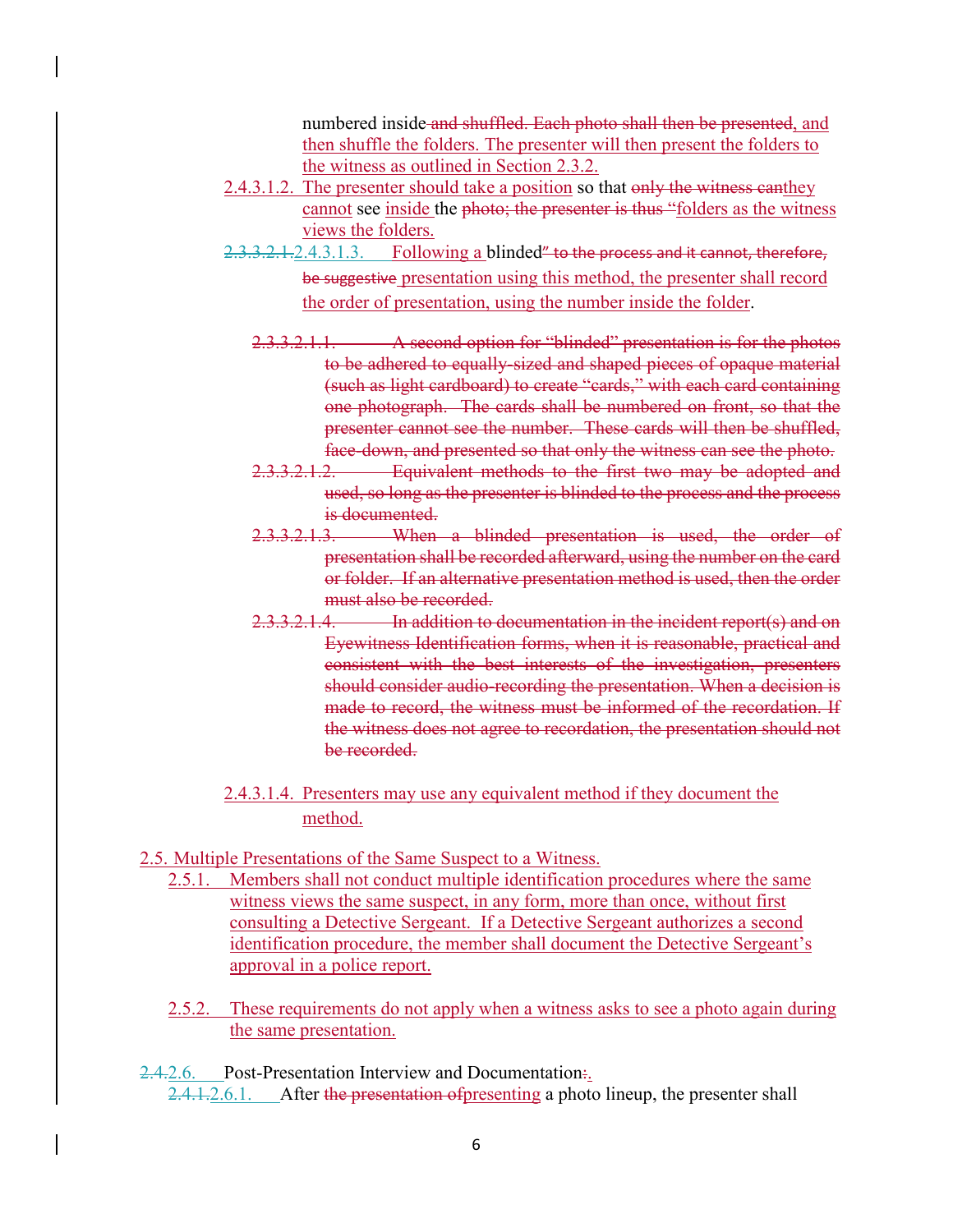numbered inside ~~and shuffled. Each photo shall then be presented~~, and then shuffle the folders. The presenter will then present the folders to the witness as outlined in Section 2.3.2.

2.4.3.1.2. The presenter should take a position so that ~~only the witness can~~they cannot see inside the ~~photo; the presenter is thus "~~folders as the witness views the folders.

~~2.3.3.2.1.~~2.4.3.1.3. Following a blinded~~" to the process and it cannot, therefore, be suggestive~~ presentation using this method, the presenter shall record the order of presentation, using the number inside the folder.

~~2.3.3.2.1.1. A second option for "blinded" presentation is for the photos to be adhered to equally-sized and shaped pieces of opaque material (such as light cardboard) to create "cards," with each card containing one photograph. The cards shall be numbered on front, so that the presenter cannot see the number. These cards will then be shuffled, face-down, and presented so that only the witness can see the photo.~~

~~2.3.3.2.1.2. Equivalent methods to the first two may be adopted and used, so long as the presenter is blinded to the process and the process is documented.~~

~~2.3.3.2.1.3. When a blinded presentation is used, the order of presentation shall be recorded afterward, using the number on the card or folder. If an alternative presentation method is used, then the order must also be recorded.~~

~~2.3.3.2.1.4. In addition to documentation in the incident report(s) and on Eyewitness Identification forms, when it is reasonable, practical and consistent with the best interests of the investigation, presenters should consider audio-recording the presentation. When a decision is made to record, the witness must be informed of the recordation. If the witness does not agree to recordation, the presentation should not be recorded.~~

2.4.3.1.4. Presenters may use any equivalent method if they document the method.

2.5. Multiple Presentations of the Same Suspect to a Witness.

2.5.1. Members shall not conduct multiple identification procedures where the same witness views the same suspect, in any form, more than once, without first consulting a Detective Sergeant. If a Detective Sergeant authorizes a second identification procedure, the member shall document the Detective Sergeant's approval in a police report.

2.5.2. These requirements do not apply when a witness asks to see a photo again during the same presentation.

~~2.4.~~2.6. Post-Presentation Interview and Documentation~~:~~.

~~2.4.1.~~2.6.1. After ~~the presentation of~~presenting a photo lineup, the presenter shall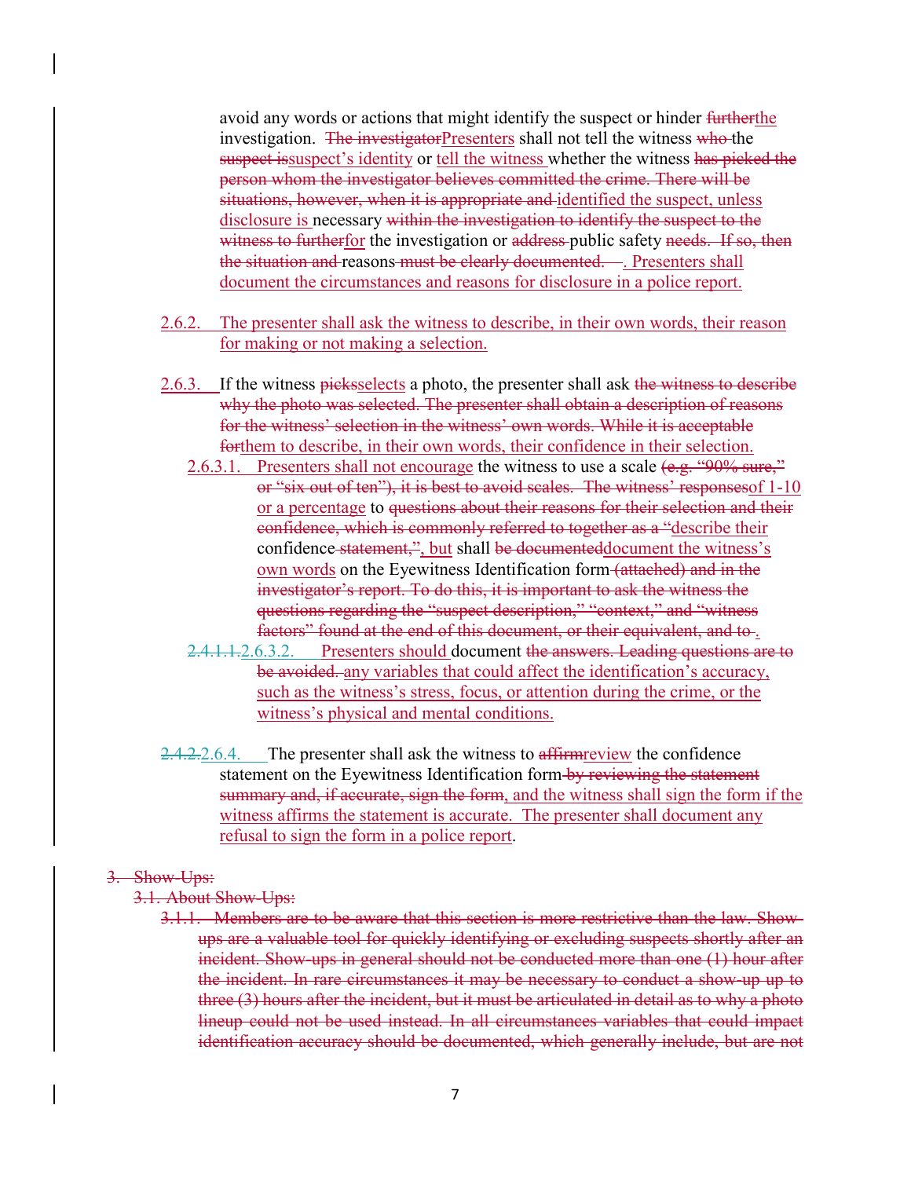avoid any words or actions that might identify the suspect or hinder ~~further~~the investigation. ~~The investigator~~Presenters shall not tell the witness ~~who~~ the ~~suspect is~~suspect's identity or tell the witness whether the witness ~~has picked the person whom the investigator believes committed the crime. There will be situations, however, when it is appropriate and~~ identified the suspect, unless disclosure is necessary ~~within the investigation to identify the suspect to the witness to further~~for the investigation or ~~address~~ public safety ~~needs. If so, then the situation and~~ reasons ~~must be clearly documented.~~ . Presenters shall document the circumstances and reasons for disclosure in a police report.

2.6.2. The presenter shall ask the witness to describe, in their own words, their reason for making or not making a selection.

2.6.3. If the witness ~~picks~~selects a photo, the presenter shall ask ~~the witness to describe why the photo was selected. The presenter shall obtain a description of reasons for the witness' selection in the witness' own words. While it is acceptable for~~them to describe, in their own words, their confidence in their selection.

2.6.3.1. Presenters shall not encourage the witness to use a scale ~~(e.g. "90% sure," or "six out of ten"), it is best to avoid scales. The witness' responses~~of 1-10 or a percentage to ~~questions about their reasons for their selection and their confidence, which is commonly referred to together as a "~~describe their confidence ~~statement,"~~, but shall ~~be documented~~document the witness's own words on the Eyewitness Identification form ~~(attached) and in the investigator's report. To do this, it is important to ask the witness the questions regarding the "suspect description," "context," and "witness factors" found at the end of this document, or their equivalent, and to~~ .

~~2.4.1.1.~~2.6.3.2. Presenters should document ~~the answers. Leading questions are to be avoided.~~ any variables that could affect the identification's accuracy, such as the witness's stress, focus, or attention during the crime, or the witness's physical and mental conditions.

~~2.4.2.~~2.6.4. The presenter shall ask the witness to ~~affirm~~review the confidence statement on the Eyewitness Identification form ~~by reviewing the statement summary and, if accurate, sign the form~~, and the witness shall sign the form if the witness affirms the statement is accurate. The presenter shall document any refusal to sign the form in a police report.

~~3. Show-Ups:~~

~~3.1. About Show-Ups:~~

~~3.1.1. Members are to be aware that this section is more restrictive than the law. Show-ups are a valuable tool for quickly identifying or excluding suspects shortly after an incident. Show-ups in general should not be conducted more than one (1) hour after the incident. In rare circumstances it may be necessary to conduct a show-up up to three (3) hours after the incident, but it must be articulated in detail as to why a photo lineup could not be used instead. In all circumstances variables that could impact identification accuracy should be documented, which generally include, but are not~~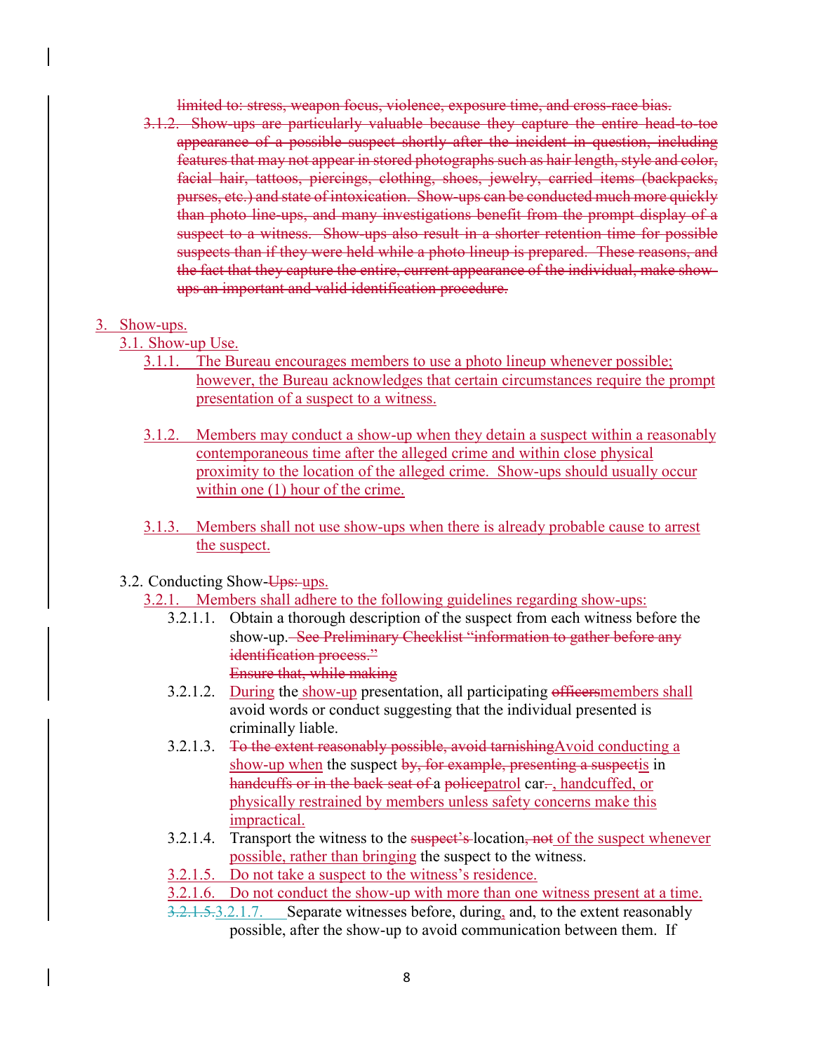~~limited to: stress, weapon focus, violence, exposure time, and cross-race bias.~~

~~3.1.2. Show-ups are particularly valuable because they capture the entire head-to-toe appearance of a possible suspect shortly after the incident in question, including features that may not appear in stored photographs such as hair length, style and color, facial hair, tattoos, piercings, clothing, shoes, jewelry, carried items (backpacks, purses, etc.) and state of intoxication. Show-ups can be conducted much more quickly than photo line-ups, and many investigations benefit from the prompt display of a suspect to a witness. Show-ups also result in a shorter retention time for possible suspects than if they were held while a photo lineup is prepared. These reasons, and the fact that they capture the entire, current appearance of the individual, make show-ups an important and valid identification procedure.~~

3. Show-ups.

3.1. Show-up Use.

3.1.1. The Bureau encourages members to use a photo lineup whenever possible; however, the Bureau acknowledges that certain circumstances require the prompt presentation of a suspect to a witness.

3.1.2. Members may conduct a show-up when they detain a suspect within a reasonably contemporaneous time after the alleged crime and within close physical proximity to the location of the alleged crime. Show-ups should usually occur within one (1) hour of the crime.

3.1.3. Members shall not use show-ups when there is already probable cause to arrest the suspect.

3.2. Conducting Show-~~Ups:~~ups.

3.2.1. Members shall adhere to the following guidelines regarding show-ups:

3.2.1.1. Obtain a thorough description of the suspect from each witness before the show-up. ~~See Preliminary Checklist "information to gather before any identification process."~~ ~~Ensure that, while making~~

3.2.1.2. During the show-up presentation, all participating ~~officers~~members shall avoid words or conduct suggesting that the individual presented is criminally liable.

3.2.1.3. ~~To the extent reasonably possible, avoid tarnishing~~Avoid conducting a show-up when the suspect ~~by, for example, presenting a suspect~~is in ~~handcuffs or in the back seat of~~ a ~~police~~patrol car~~.~~, handcuffed, or physically restrained by members unless safety concerns make this impractical.

3.2.1.4. Transport the witness to the ~~suspect's~~ location~~, not~~ of the suspect whenever possible, rather than bringing the suspect to the witness.

3.2.1.5. Do not take a suspect to the witness's residence.

3.2.1.6. Do not conduct the show-up with more than one witness present at a time.

~~3.2.1.5.~~3.2.1.7. Separate witnesses before, during, and, to the extent reasonably possible, after the show-up to avoid communication between them. If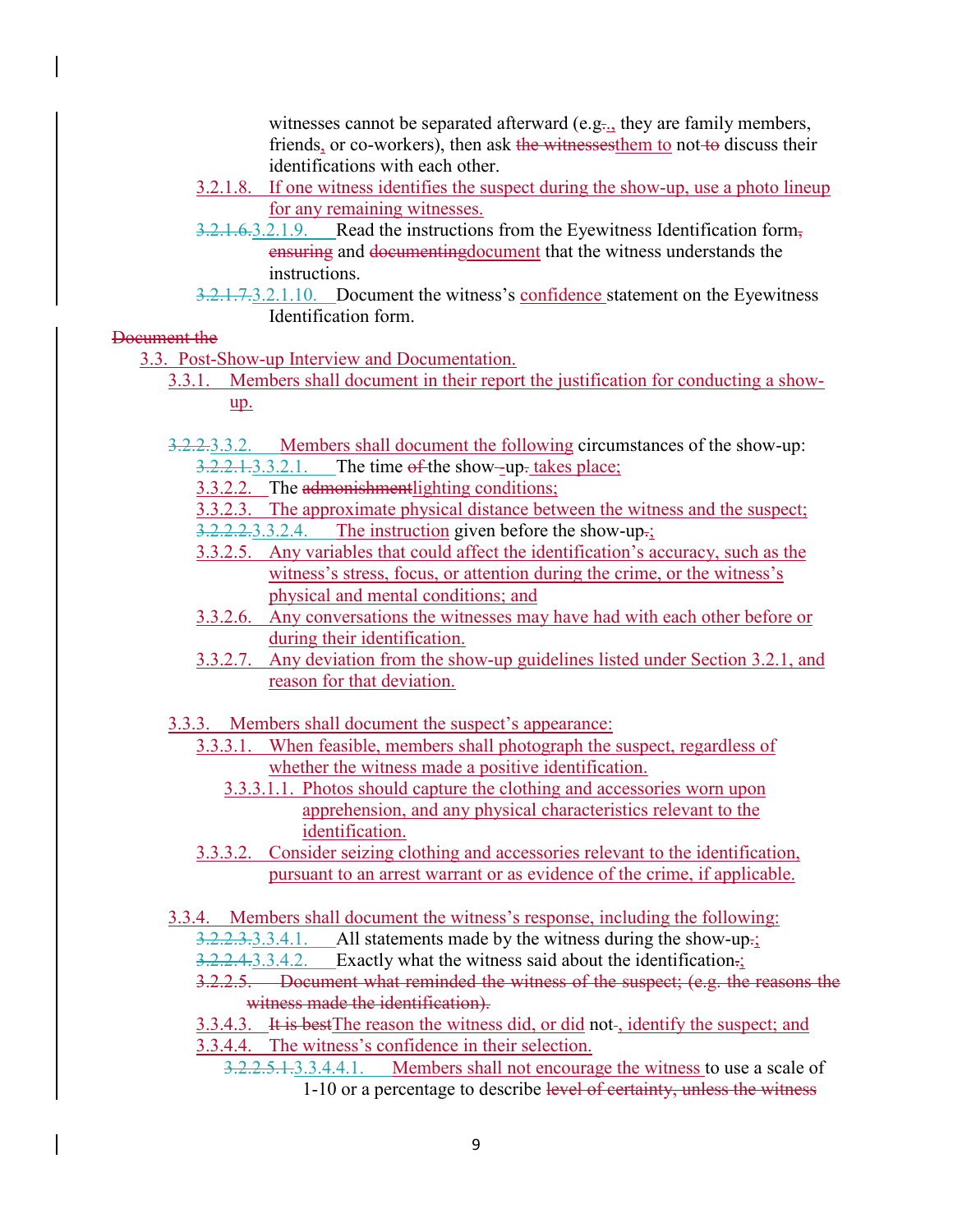witnesses cannot be separated afterward (e.g~~.~~., they are family members, friends, or co-workers), then ask ~~the witnesses~~them to not ~~to~~ discuss their identifications with each other.

3.2.1.8. If one witness identifies the suspect during the show-up, use a photo lineup for any remaining witnesses.

~~3.2.1.6.~~3.2.1.9. Read the instructions from the Eyewitness Identification form~~,~~ ~~ensuring~~ and ~~documenting~~document that the witness understands the instructions.

~~3.2.1.7.~~3.2.1.10. Document the witness's confidence statement on the Eyewitness Identification form.

~~Document the~~

## 3.3. Post-Show-up Interview and Documentation.

3.3.1. Members shall document in their report the justification for conducting a show-up.

~~3.2.2.~~3.3.2. Members shall document the following circumstances of the show-up:

- ~~3.2.2.1.~~3.3.2.1. The time ~~of~~ the show~~-~~-up~~.~~ takes place;
- 3.3.2.2. The ~~admonishment~~lighting conditions;
- 3.3.2.3. The approximate physical distance between the witness and the suspect;
- ~~3.2.2.2.~~3.3.2.4. The instruction given before the show-up~~.~~;
- 3.3.2.5. Any variables that could affect the identification's accuracy, such as the witness's stress, focus, or attention during the crime, or the witness's physical and mental conditions; and
- 3.3.2.6. Any conversations the witnesses may have had with each other before or during their identification.
- 3.3.2.7. Any deviation from the show-up guidelines listed under Section 3.2.1, and reason for that deviation.

3.3.3. Members shall document the suspect's appearance:

- 3.3.3.1. When feasible, members shall photograph the suspect, regardless of whether the witness made a positive identification.
  - 3.3.3.1.1. Photos should capture the clothing and accessories worn upon apprehension, and any physical characteristics relevant to the identification.
- 3.3.3.2. Consider seizing clothing and accessories relevant to the identification, pursuant to an arrest warrant or as evidence of the crime, if applicable.

3.3.4. Members shall document the witness's response, including the following:

- ~~3.2.2.3.~~3.3.4.1. All statements made by the witness during the show-up~~.~~;
- ~~3.2.2.4.~~3.3.4.2. Exactly what the witness said about the identification~~.~~;
- ~~3.2.2.5. Document what reminded the witness of the suspect; (e.g. the reasons the witness made the identification).~~
- 3.3.4.3. ~~It is best~~The reason the witness did, or did not~~.~~, identify the suspect; and
- 3.3.4.4. The witness's confidence in their selection.
  - ~~3.2.2.5.1.~~3.3.4.4.1. Members shall not encourage the witness to use a scale of 1-10 or a percentage to describe ~~level of certainty, unless the witness~~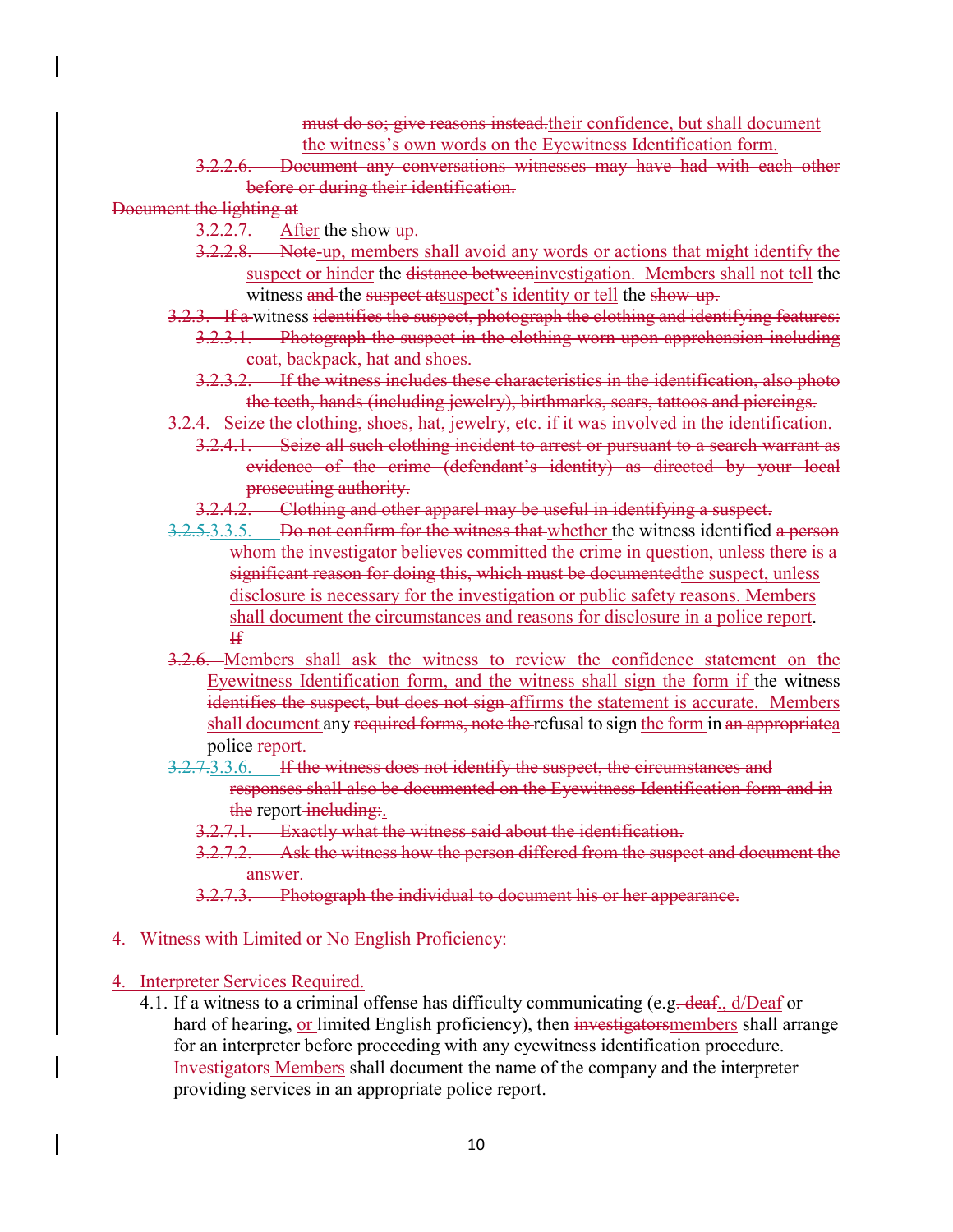~~must do so; give reasons instead.~~their confidence, but shall document the witness's own words on the Eyewitness Identification form.

~~3.2.2.6. Document any conversations witnesses may have had with each other before or during their identification.~~

~~Document the lighting at~~

~~3.2.2.7.~~ After the show~~-up.~~

~~3.2.2.8. Note~~-up, members shall avoid any words or actions that might identify the suspect or hinder the ~~distance between~~investigation. Members shall not tell the witness ~~and~~ the ~~suspect at~~suspect's identity or tell the ~~show-up.~~

~~3.2.3. If a~~ witness ~~identifies the suspect, photograph the clothing and identifying features:~~

~~3.2.3.1. Photograph the suspect in the clothing worn upon apprehension including coat, backpack, hat and shoes.~~

~~3.2.3.2. If the witness includes these characteristics in the identification, also photo the teeth, hands (including jewelry), birthmarks, scars, tattoos and piercings.~~

~~3.2.4. Seize the clothing, shoes, hat, jewelry, etc. if it was involved in the identification.~~

~~3.2.4.1. Seize all such clothing incident to arrest or pursuant to a search warrant as evidence of the crime (defendant's identity) as directed by your local prosecuting authority.~~

~~3.2.4.2. Clothing and other apparel may be useful in identifying a suspect.~~

~~3.2.5.~~3.3.5. ~~Do not confirm for the witness that~~ whether the witness identified ~~a person whom the investigator believes committed the crime in question, unless there is a significant reason for doing this, which must be documented~~the suspect, unless disclosure is necessary for the investigation or public safety reasons. Members shall document the circumstances and reasons for disclosure in a police report. ~~If~~

~~3.2.6.~~ Members shall ask the witness to review the confidence statement on the Eyewitness Identification form, and the witness shall sign the form if the witness ~~identifies the suspect, but does not sign~~ affirms the statement is accurate. Members shall document any ~~required forms, note the~~ refusal to sign the form in ~~an appropriate~~a police ~~report.~~

~~3.2.7.~~3.3.6. ~~If the witness does not identify the suspect, the circumstances and responses shall also be documented on the Eyewitness Identification form and in the~~ report~~-including:~~.

~~3.2.7.1. Exactly what the witness said about the identification.~~

~~3.2.7.2. Ask the witness how the person differed from the suspect and document the answer.~~

~~3.2.7.3. Photograph the individual to document his or her appearance.~~

~~4. Witness with Limited or No English Proficiency:~~

4. Interpreter Services Required.

4.1. If a witness to a criminal offense has difficulty communicating (e.g~~. deaf~~., d/Deaf or hard of hearing, or limited English proficiency), then ~~investigators~~members shall arrange for an interpreter before proceeding with any eyewitness identification procedure. ~~Investigators~~ Members shall document the name of the company and the interpreter providing services in an appropriate police report.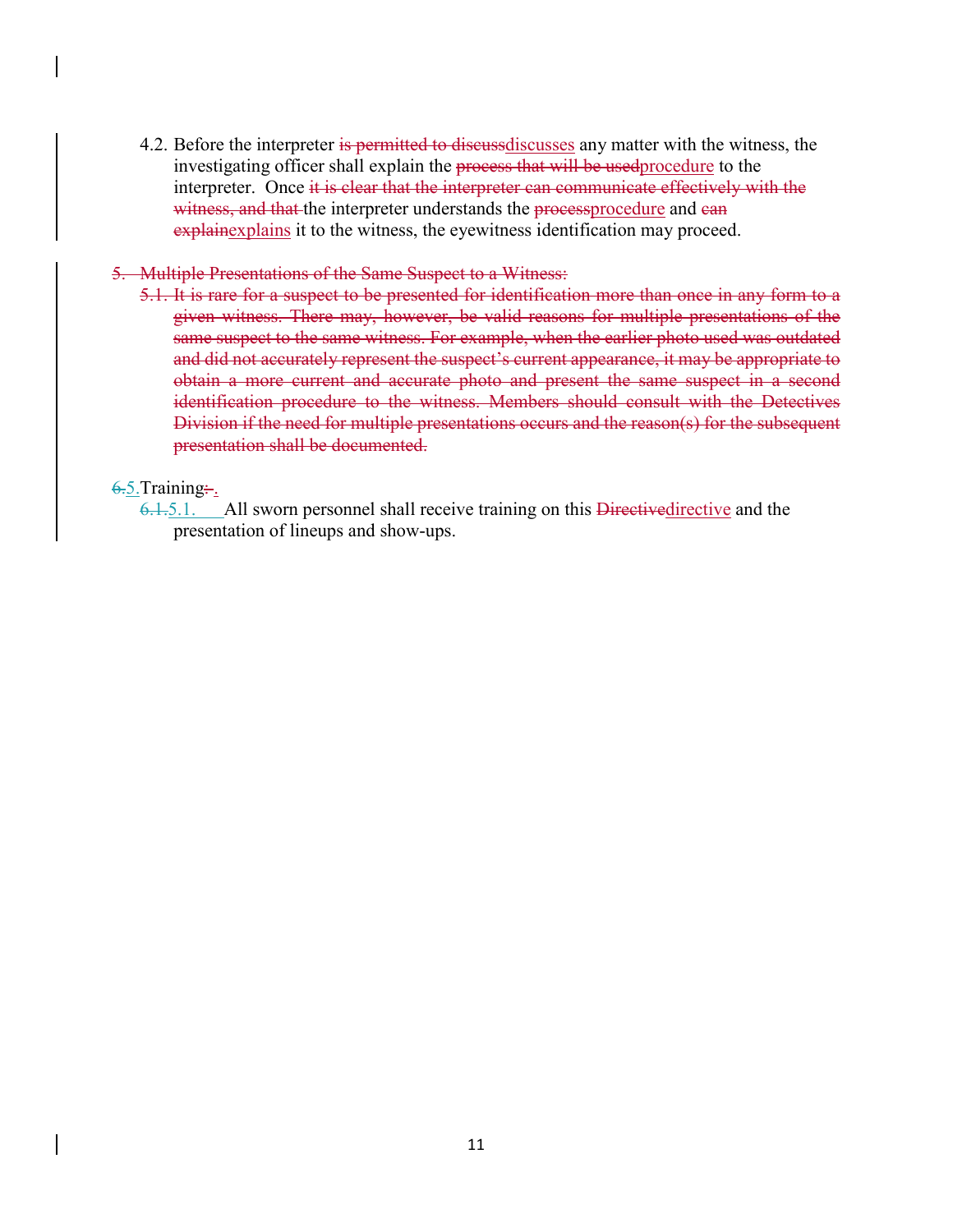4.2. Before the interpreter ~~is permitted to discuss~~discusses any matter with the witness, the investigating officer shall explain the ~~process that will be used~~procedure to the interpreter. Once ~~it is clear that the interpreter can communicate effectively with the witness, and that~~ the interpreter understands the ~~process~~procedure and ~~can explain~~explains it to the witness, the eyewitness identification may proceed.

~~5. Multiple Presentations of the Same Suspect to a Witness:~~

~~5.1. It is rare for a suspect to be presented for identification more than once in any form to a given witness. There may, however, be valid reasons for multiple presentations of the same suspect to the same witness. For example, when the earlier photo used was outdated and did not accurately represent the suspect's current appearance, it may be appropriate to obtain a more current and accurate photo and present the same suspect in a second identification procedure to the witness. Members should consult with the Detectives Division if the need for multiple presentations occurs and the reason(s) for the subsequent presentation shall be documented.~~

~~6.~~5. Training~~:~~.

~~6.1.~~5.1. All sworn personnel shall receive training on this ~~Directive~~directive and the presentation of lineups and show-ups.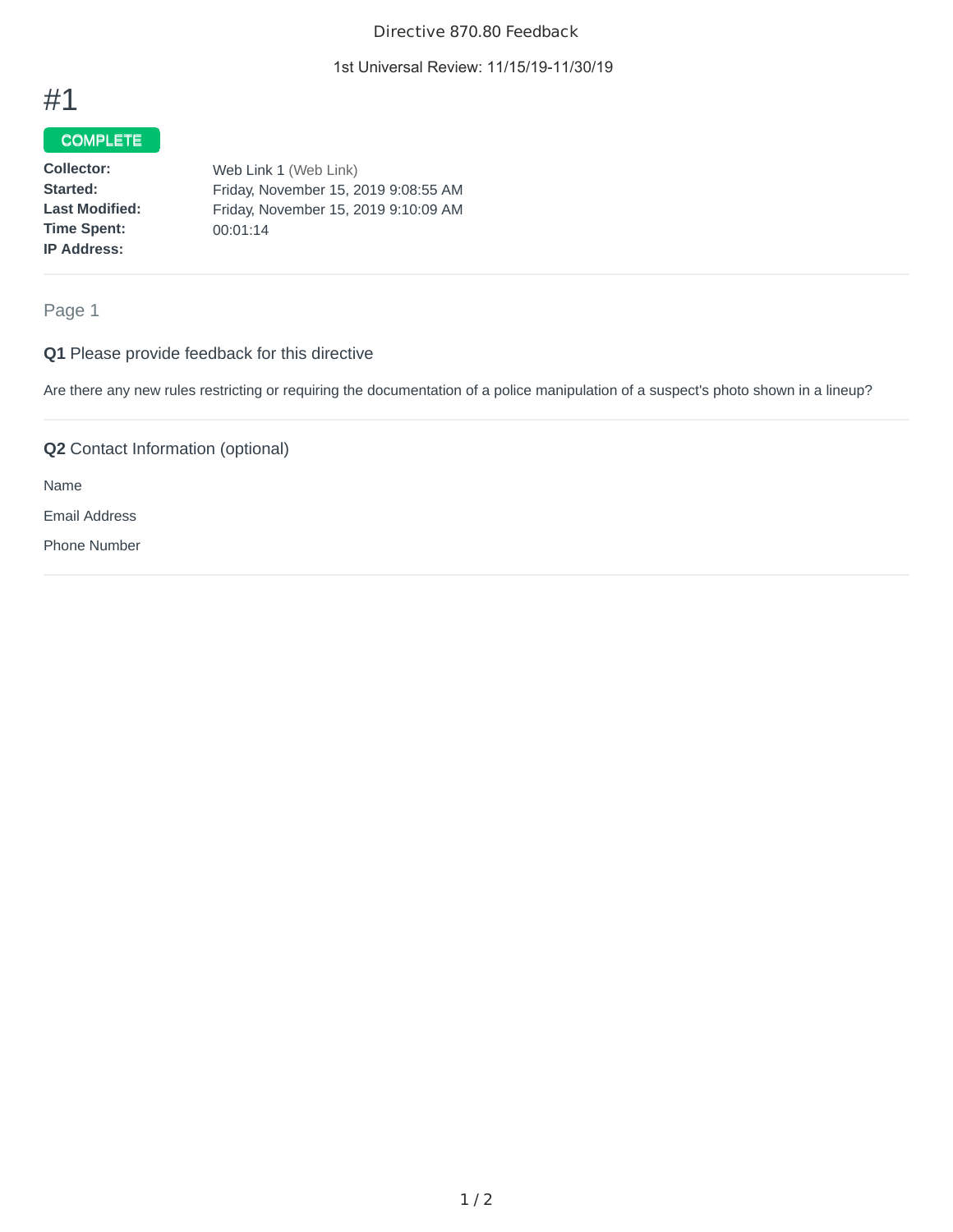Directive 870.80 Feedback

1st Universal Review: 11/15/19-11/30/19

# #1

**COMPLETE**

| | |
|---|---|
| **Collector:** | Web Link 1 (Web Link) |
| **Started:** | Friday, November 15, 2019 9:08:55 AM |
| **Last Modified:** | Friday, November 15, 2019 9:10:09 AM |
| **Time Spent:** | 00:01:14 |
| **IP Address:** | |

## Page 1

**Q1** Please provide feedback for this directive

Are there any new rules restricting or requiring the documentation of a police manipulation of a suspect's photo shown in a lineup?

**Q2** Contact Information (optional)

Name

Email Address

Phone Number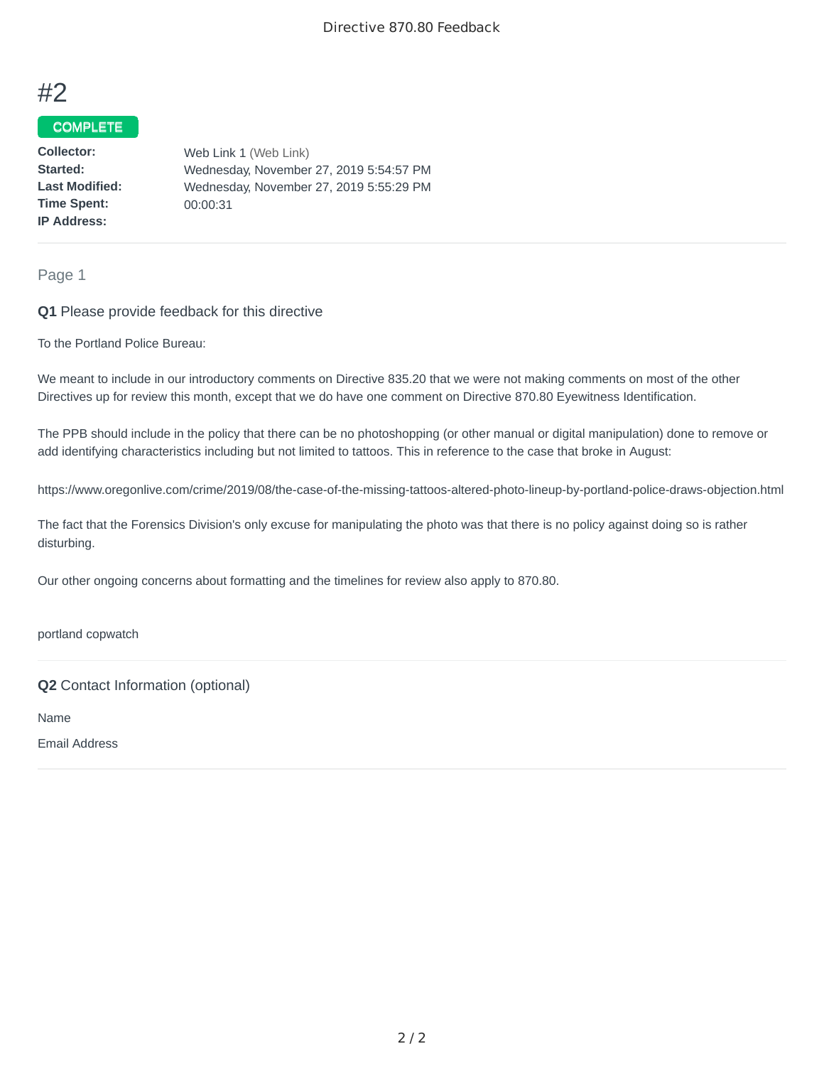# #2

**COMPLETE**

| | |
|---|---|
| **Collector:** | Web Link 1 (Web Link) |
| **Started:** | Wednesday, November 27, 2019 5:54:57 PM |
| **Last Modified:** | Wednesday, November 27, 2019 5:55:29 PM |
| **Time Spent:** | 00:00:31 |
| **IP Address:** | |

## Page 1

### **Q1** Please provide feedback for this directive

To the Portland Police Bureau:

We meant to include in our introductory comments on Directive 835.20 that we were not making comments on most of the other Directives up for review this month, except that we do have one comment on Directive 870.80 Eyewitness Identification.

The PPB should include in the policy that there can be no photoshopping (or other manual or digital manipulation) done to remove or add identifying characteristics including but not limited to tattoos. This in reference to the case that broke in August:

https://www.oregonlive.com/crime/2019/08/the-case-of-the-missing-tattoos-altered-photo-lineup-by-portland-police-draws-objection.html

The fact that the Forensics Division's only excuse for manipulating the photo was that there is no policy against doing so is rather disturbing.

Our other ongoing concerns about formatting and the timelines for review also apply to 870.80.

portland copwatch

### **Q2** Contact Information (optional)

Name

Email Address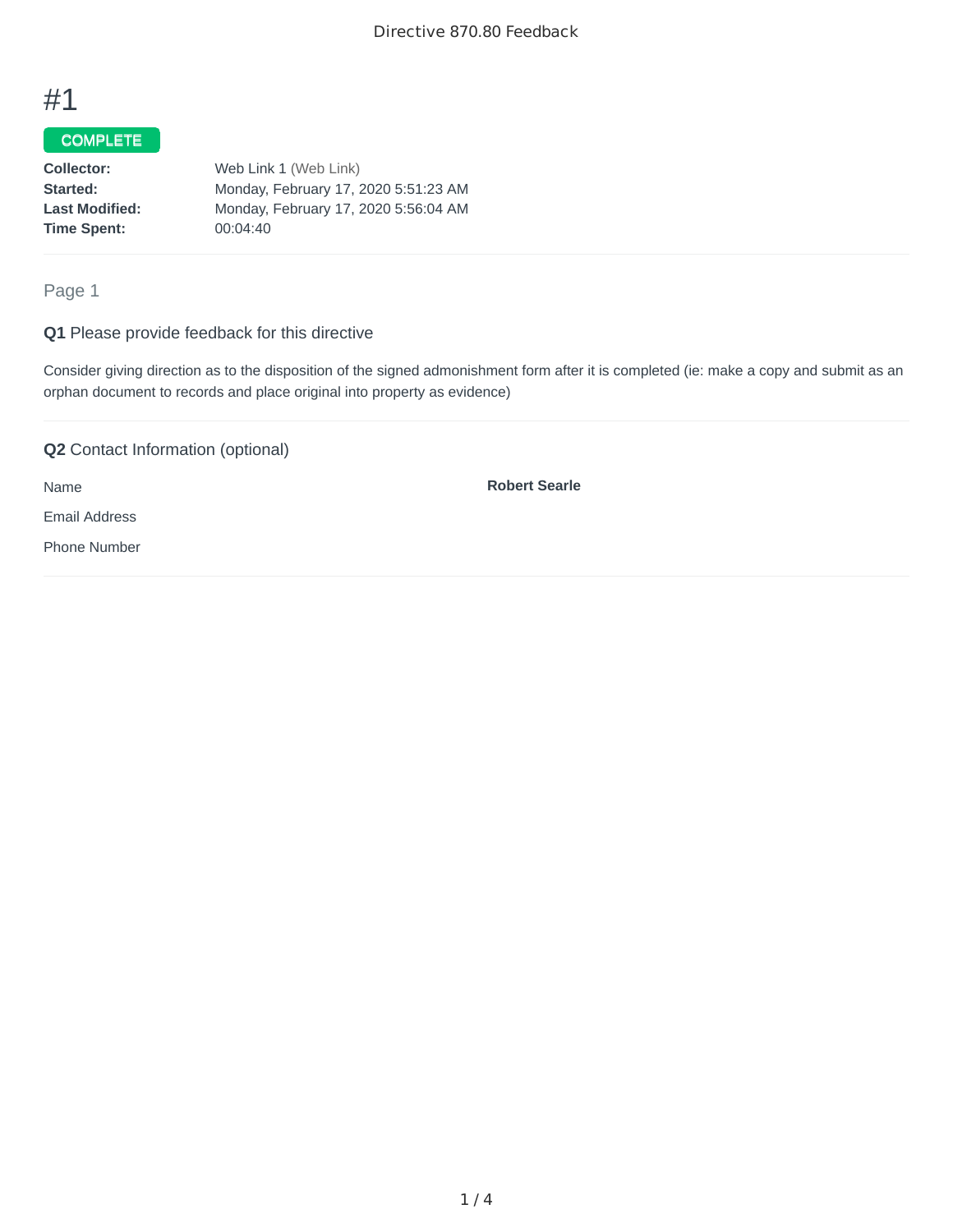# #1

**COMPLETE**

| | |
|---|---|
| **Collector:** | Web Link 1 (Web Link) |
| **Started:** | Monday, February 17, 2020 5:51:23 AM |
| **Last Modified:** | Monday, February 17, 2020 5:56:04 AM |
| **Time Spent:** | 00:04:40 |

## Page 1

### **Q1** Please provide feedback for this directive

Consider giving direction as to the disposition of the signed admonishment form after it is completed (ie: make a copy and submit as an orphan document to records and place original into property as evidence)

### **Q2** Contact Information (optional)

| | |
|---|---|
| Name | **Robert Searle** |
| Email Address | |
| Phone Number | |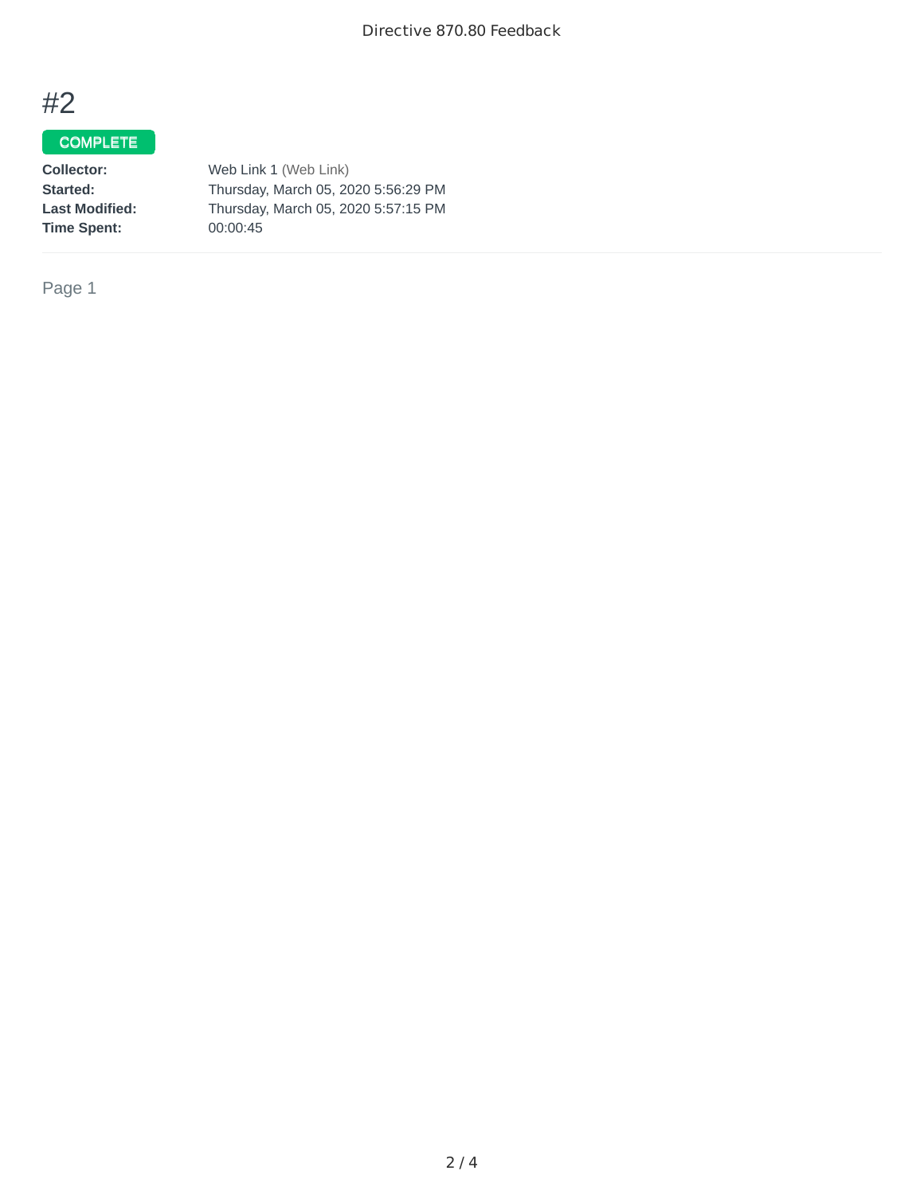# #2

**COMPLETE**

| | |
|---|---|
| **Collector:** | Web Link 1 (Web Link) |
| **Started:** | Thursday, March 05, 2020 5:56:29 PM |
| **Last Modified:** | Thursday, March 05, 2020 5:57:15 PM |
| **Time Spent:** | 00:00:45 |

Page 1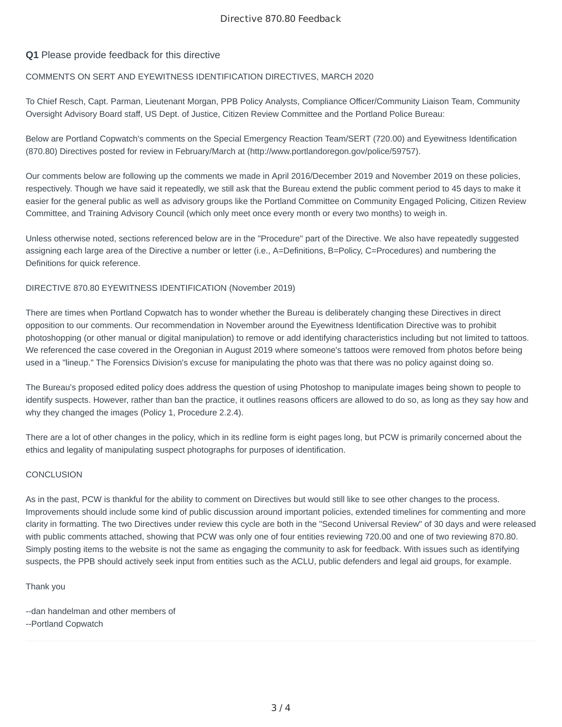Directive 870.80 Feedback

**Q1** Please provide feedback for this directive

COMMENTS ON SERT AND EYEWITNESS IDENTIFICATION DIRECTIVES, MARCH 2020

To Chief Resch, Capt. Parman, Lieutenant Morgan, PPB Policy Analysts, Compliance Officer/Community Liaison Team, Community Oversight Advisory Board staff, US Dept. of Justice, Citizen Review Committee and the Portland Police Bureau:

Below are Portland Copwatch's comments on the Special Emergency Reaction Team/SERT (720.00) and Eyewitness Identification (870.80) Directives posted for review in February/March at (http://www.portlandoregon.gov/police/59757).

Our comments below are following up the comments we made in April 2016/December 2019 and November 2019 on these policies, respectively. Though we have said it repeatedly, we still ask that the Bureau extend the public comment period to 45 days to make it easier for the general public as well as advisory groups like the Portland Committee on Community Engaged Policing, Citizen Review Committee, and Training Advisory Council (which only meet once every month or every two months) to weigh in.

Unless otherwise noted, sections referenced below are in the "Procedure" part of the Directive. We also have repeatedly suggested assigning each large area of the Directive a number or letter (i.e., A=Definitions, B=Policy, C=Procedures) and numbering the Definitions for quick reference.

DIRECTIVE 870.80 EYEWITNESS IDENTIFICATION (November 2019)

There are times when Portland Copwatch has to wonder whether the Bureau is deliberately changing these Directives in direct opposition to our comments. Our recommendation in November around the Eyewitness Identification Directive was to prohibit photoshopping (or other manual or digital manipulation) to remove or add identifying characteristics including but not limited to tattoos. We referenced the case covered in the Oregonian in August 2019 where someone's tattoos were removed from photos before being used in a "lineup." The Forensics Division's excuse for manipulating the photo was that there was no policy against doing so.

The Bureau's proposed edited policy does address the question of using Photoshop to manipulate images being shown to people to identify suspects. However, rather than ban the practice, it outlines reasons officers are allowed to do so, as long as they say how and why they changed the images (Policy 1, Procedure 2.2.4).

There are a lot of other changes in the policy, which in its redline form is eight pages long, but PCW is primarily concerned about the ethics and legality of manipulating suspect photographs for purposes of identification.

CONCLUSION

As in the past, PCW is thankful for the ability to comment on Directives but would still like to see other changes to the process. Improvements should include some kind of public discussion around important policies, extended timelines for commenting and more clarity in formatting. The two Directives under review this cycle are both in the "Second Universal Review" of 30 days and were released with public comments attached, showing that PCW was only one of four entities reviewing 720.00 and one of two reviewing 870.80. Simply posting items to the website is not the same as engaging the community to ask for feedback. With issues such as identifying suspects, the PPB should actively seek input from entities such as the ACLU, public defenders and legal aid groups, for example.

Thank you

--dan handelman and other members of
--Portland Copwatch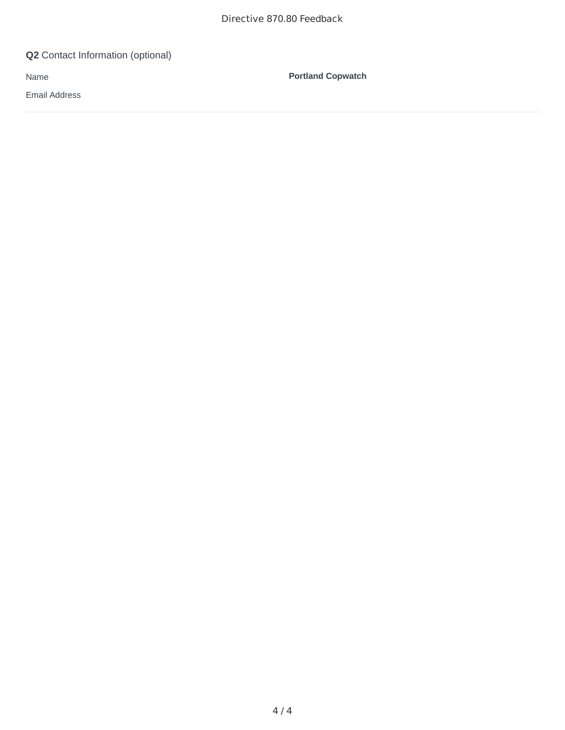**Q2** Contact Information (optional)

| | |
|---|---|
| Name | **Portland Copwatch** |
| Email Address | |